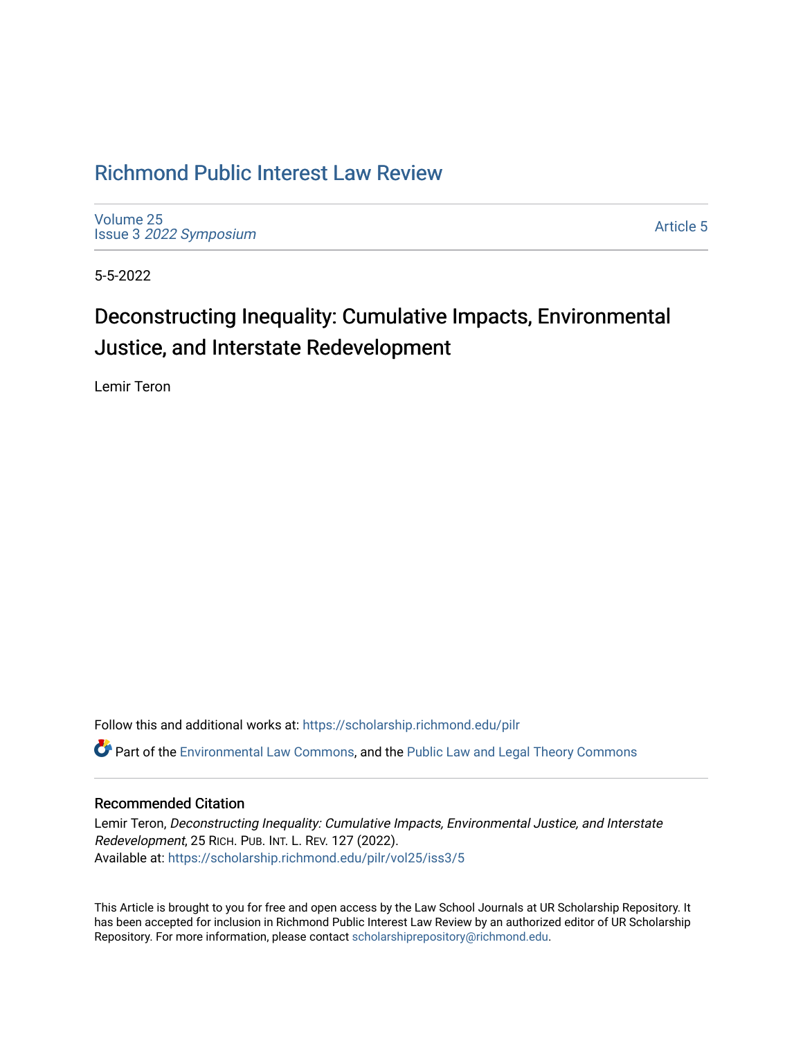# Richmond Public Interest Law Review

Volume 25
Issue 3 *2022 Symposium*

Article 5

5-5-2022

## Deconstructing Inequality: Cumulative Impacts, Environmental Justice, and Interstate Redevelopment

Lemir Teron

Follow this and additional works at: https://scholarship.richmond.edu/pilr

Part of the Environmental Law Commons, and the Public Law and Legal Theory Commons

### Recommended Citation

Lemir Teron, *Deconstructing Inequality: Cumulative Impacts, Environmental Justice, and Interstate Redevelopment*, 25 RICH. PUB. INT. L. REV. 127 (2022).
Available at: https://scholarship.richmond.edu/pilr/vol25/iss3/5

This Article is brought to you for free and open access by the Law School Journals at UR Scholarship Repository. It has been accepted for inclusion in Richmond Public Interest Law Review by an authorized editor of UR Scholarship Repository. For more information, please contact scholarshiprepository@richmond.edu.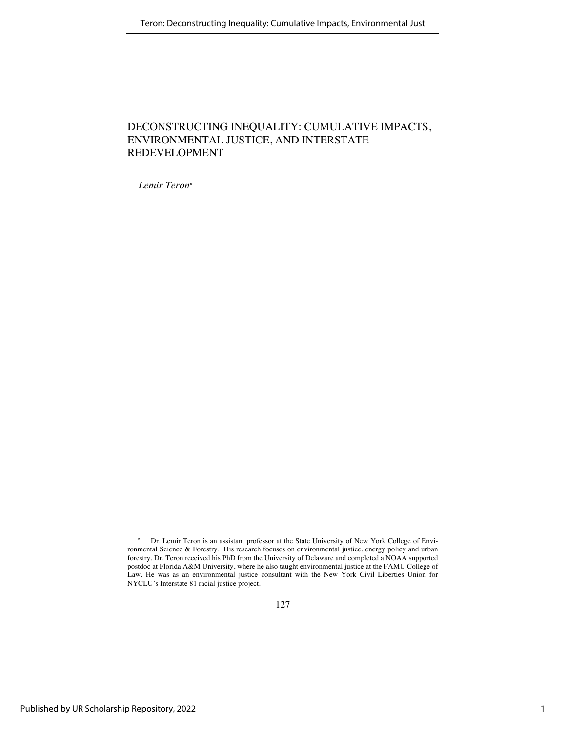# DECONSTRUCTING INEQUALITY: CUMULATIVE IMPACTS, ENVIRONMENTAL JUSTICE, AND INTERSTATE REDEVELOPMENT

*Lemir Teron*[*]

---

[*] Dr. Lemir Teron is an assistant professor at the State University of New York College of Environmental Science & Forestry. His research focuses on environmental justice, energy policy and urban forestry. Dr. Teron received his PhD from the University of Delaware and completed a NOAA supported postdoc at Florida A&M University, where he also taught environmental justice at the FAMU College of Law. He was as an environmental justice consultant with the New York Civil Liberties Union for NYCLU's Interstate 81 racial justice project.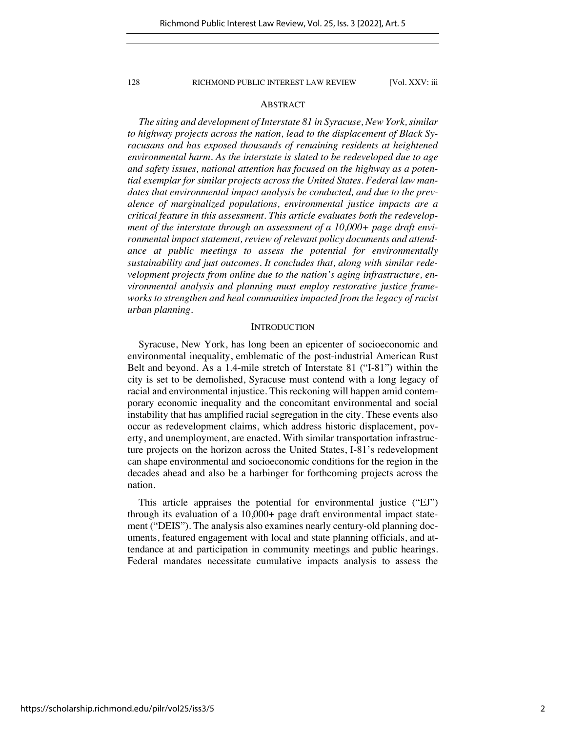## ABSTRACT

*The siting and development of Interstate 81 in Syracuse, New York, similar to highway projects across the nation, lead to the displacement of Black Syracusans and has exposed thousands of remaining residents at heightened environmental harm. As the interstate is slated to be redeveloped due to age and safety issues, national attention has focused on the highway as a potential exemplar for similar projects across the United States. Federal law mandates that environmental impact analysis be conducted, and due to the prevalence of marginalized populations, environmental justice impacts are a critical feature in this assessment. This article evaluates both the redevelopment of the interstate through an assessment of a 10,000+ page draft environmental impact statement, review of relevant policy documents and attendance at public meetings to assess the potential for environmentally sustainability and just outcomes. It concludes that, along with similar redevelopment projects from online due to the nation's aging infrastructure, environmental analysis and planning must employ restorative justice frameworks to strengthen and heal communities impacted from the legacy of racist urban planning.*

## INTRODUCTION

Syracuse, New York, has long been an epicenter of socioeconomic and environmental inequality, emblematic of the post-industrial American Rust Belt and beyond. As a 1.4-mile stretch of Interstate 81 ("I-81") within the city is set to be demolished, Syracuse must contend with a long legacy of racial and environmental injustice. This reckoning will happen amid contemporary economic inequality and the concomitant environmental and social instability that has amplified racial segregation in the city. These events also occur as redevelopment claims, which address historic displacement, poverty, and unemployment, are enacted. With similar transportation infrastructure projects on the horizon across the United States, I-81's redevelopment can shape environmental and socioeconomic conditions for the region in the decades ahead and also be a harbinger for forthcoming projects across the nation.

This article appraises the potential for environmental justice ("EJ") through its evaluation of a 10,000+ page draft environmental impact statement ("DEIS"). The analysis also examines nearly century-old planning documents, featured engagement with local and state planning officials, and attendance at and participation in community meetings and public hearings. Federal mandates necessitate cumulative impacts analysis to assess the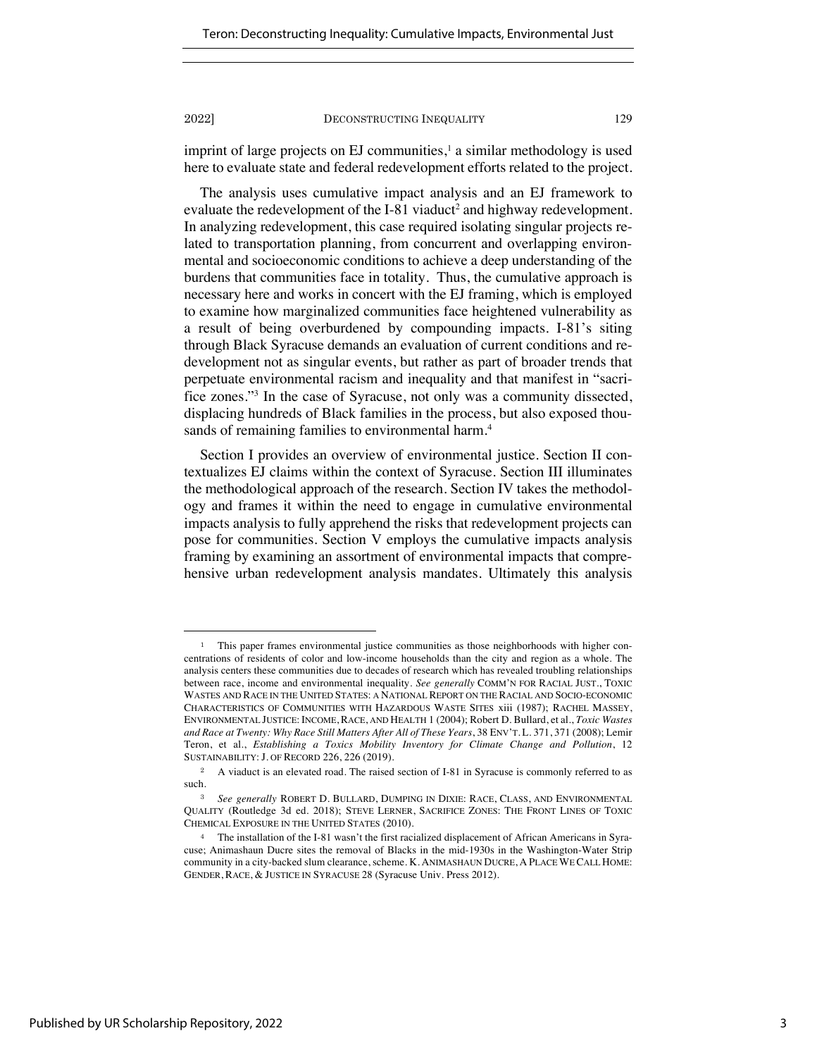imprint of large projects on EJ communities,[1] a similar methodology is used here to evaluate state and federal redevelopment efforts related to the project.

The analysis uses cumulative impact analysis and an EJ framework to evaluate the redevelopment of the I-81 viaduct[2] and highway redevelopment. In analyzing redevelopment, this case required isolating singular projects related to transportation planning, from concurrent and overlapping environmental and socioeconomic conditions to achieve a deep understanding of the burdens that communities face in totality. Thus, the cumulative approach is necessary here and works in concert with the EJ framing, which is employed to examine how marginalized communities face heightened vulnerability as a result of being overburdened by compounding impacts. I-81's siting through Black Syracuse demands an evaluation of current conditions and redevelopment not as singular events, but rather as part of broader trends that perpetuate environmental racism and inequality and that manifest in "sacrifice zones."[3] In the case of Syracuse, not only was a community dissected, displacing hundreds of Black families in the process, but also exposed thousands of remaining families to environmental harm.[4]

Section I provides an overview of environmental justice. Section II contextualizes EJ claims within the context of Syracuse. Section III illuminates the methodological approach of the research. Section IV takes the methodology and frames it within the need to engage in cumulative environmental impacts analysis to fully apprehend the risks that redevelopment projects can pose for communities. Section V employs the cumulative impacts analysis framing by examining an assortment of environmental impacts that comprehensive urban redevelopment analysis mandates. Ultimately this analysis

---

[1] This paper frames environmental justice communities as those neighborhoods with higher concentrations of residents of color and low-income households than the city and region as a whole. The analysis centers these communities due to decades of research which has revealed troubling relationships between race, income and environmental inequality. *See generally* COMM'N FOR RACIAL JUST., TOXIC WASTES AND RACE IN THE UNITED STATES: A NATIONAL REPORT ON THE RACIAL AND SOCIO-ECONOMIC CHARACTERISTICS OF COMMUNITIES WITH HAZARDOUS WASTE SITES xiii (1987); RACHEL MASSEY, ENVIRONMENTAL JUSTICE: INCOME, RACE, AND HEALTH 1 (2004); Robert D. Bullard, et al., *Toxic Wastes and Race at Twenty: Why Race Still Matters After All of These Years*, 38 ENV'T. L. 371, 371 (2008); Lemir Teron, et al., *Establishing a Toxics Mobility Inventory for Climate Change and Pollution*, 12 SUSTAINABILITY: J. OF RECORD 226, 226 (2019).

[2] A viaduct is an elevated road. The raised section of I-81 in Syracuse is commonly referred to as such.

[3] *See generally* ROBERT D. BULLARD, DUMPING IN DIXIE: RACE, CLASS, AND ENVIRONMENTAL QUALITY (Routledge 3d ed. 2018); STEVE LERNER, SACRIFICE ZONES: THE FRONT LINES OF TOXIC CHEMICAL EXPOSURE IN THE UNITED STATES (2010).

[4] The installation of the I-81 wasn't the first racialized displacement of African Americans in Syracuse; Animashaun Ducre sites the removal of Blacks in the mid-1930s in the Washington-Water Strip community in a city-backed slum clearance, scheme. K. ANIMASHAUN DUCRE, A PLACE WE CALL HOME: GENDER, RACE, & JUSTICE IN SYRACUSE 28 (Syracuse Univ. Press 2012).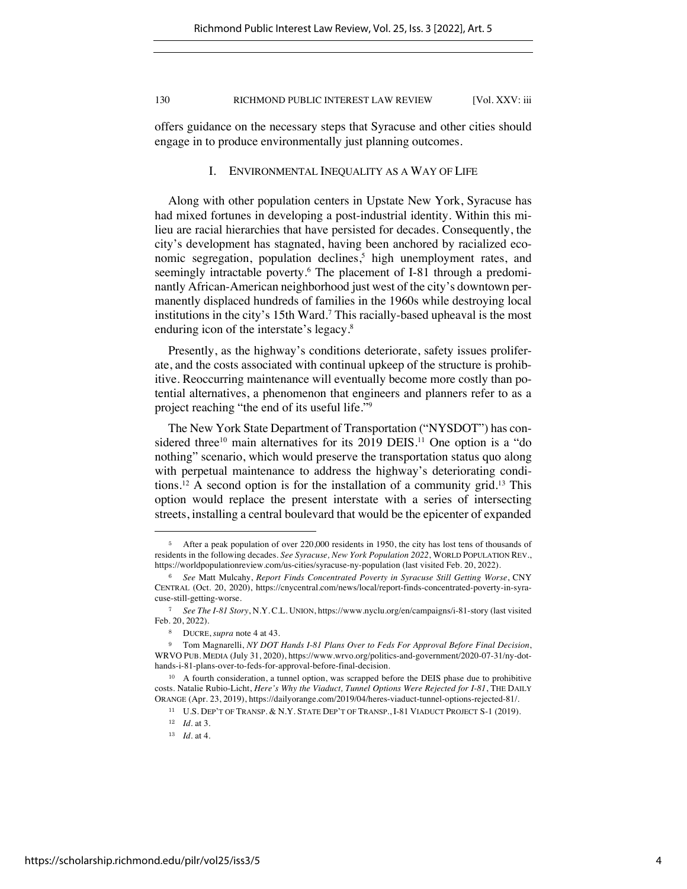offers guidance on the necessary steps that Syracuse and other cities should engage in to produce environmentally just planning outcomes.

## I. ENVIRONMENTAL INEQUALITY AS A WAY OF LIFE

Along with other population centers in Upstate New York, Syracuse has had mixed fortunes in developing a post-industrial identity. Within this milieu are racial hierarchies that have persisted for decades. Consequently, the city's development has stagnated, having been anchored by racialized economic segregation, population declines,[5] high unemployment rates, and seemingly intractable poverty.[6] The placement of I-81 through a predominantly African-American neighborhood just west of the city's downtown permanently displaced hundreds of families in the 1960s while destroying local institutions in the city's 15th Ward.[7] This racially-based upheaval is the most enduring icon of the interstate's legacy.[8]

Presently, as the highway's conditions deteriorate, safety issues proliferate, and the costs associated with continual upkeep of the structure is prohibitive. Reoccurring maintenance will eventually become more costly than potential alternatives, a phenomenon that engineers and planners refer to as a project reaching "the end of its useful life."[9]

The New York State Department of Transportation ("NYSDOT") has considered three[10] main alternatives for its 2019 DEIS.[11] One option is a "do nothing" scenario, which would preserve the transportation status quo along with perpetual maintenance to address the highway's deteriorating conditions.[12] A second option is for the installation of a community grid.[13] This option would replace the present interstate with a series of intersecting streets, installing a central boulevard that would be the epicenter of expanded

---

[5] After a peak population of over 220,000 residents in 1950, the city has lost tens of thousands of residents in the following decades. *See Syracuse, New York Population 2022*, WORLD POPULATION REV., https://worldpopulationreview.com/us-cities/syracuse-ny-population (last visited Feb. 20, 2022).

[6] *See* Matt Mulcahy, *Report Finds Concentrated Poverty in Syracuse Still Getting Worse*, CNY CENTRAL (Oct. 20, 2020), https://cnycentral.com/news/local/report-finds-concentrated-poverty-in-syracuse-still-getting-worse.

[7] *See The I-81 Story*, N.Y. C.L. UNION, https://www.nyclu.org/en/campaigns/i-81-story (last visited Feb. 20, 2022).

[8] DUCRE, *supra* note 4 at 43.

[9] Tom Magnarelli, *NY DOT Hands I-81 Plans Over to Feds For Approval Before Final Decision*, WRVO PUB. MEDIA (July 31, 2020), https://www.wrvo.org/politics-and-government/2020-07-31/ny-dot-hands-i-81-plans-over-to-feds-for-approval-before-final-decision.

[10] A fourth consideration, a tunnel option, was scrapped before the DEIS phase due to prohibitive costs. Natalie Rubio-Licht, *Here's Why the Viaduct, Tunnel Options Were Rejected for I-81*, THE DAILY ORANGE (Apr. 23, 2019), https://dailyorange.com/2019/04/heres-viaduct-tunnel-options-rejected-81/.

[11] U.S. DEP'T OF TRANSP. & N.Y. STATE DEP'T OF TRANSP., I-81 VIADUCT PROJECT S-1 (2019).

[12] *Id.* at 3.

[13] *Id.* at 4.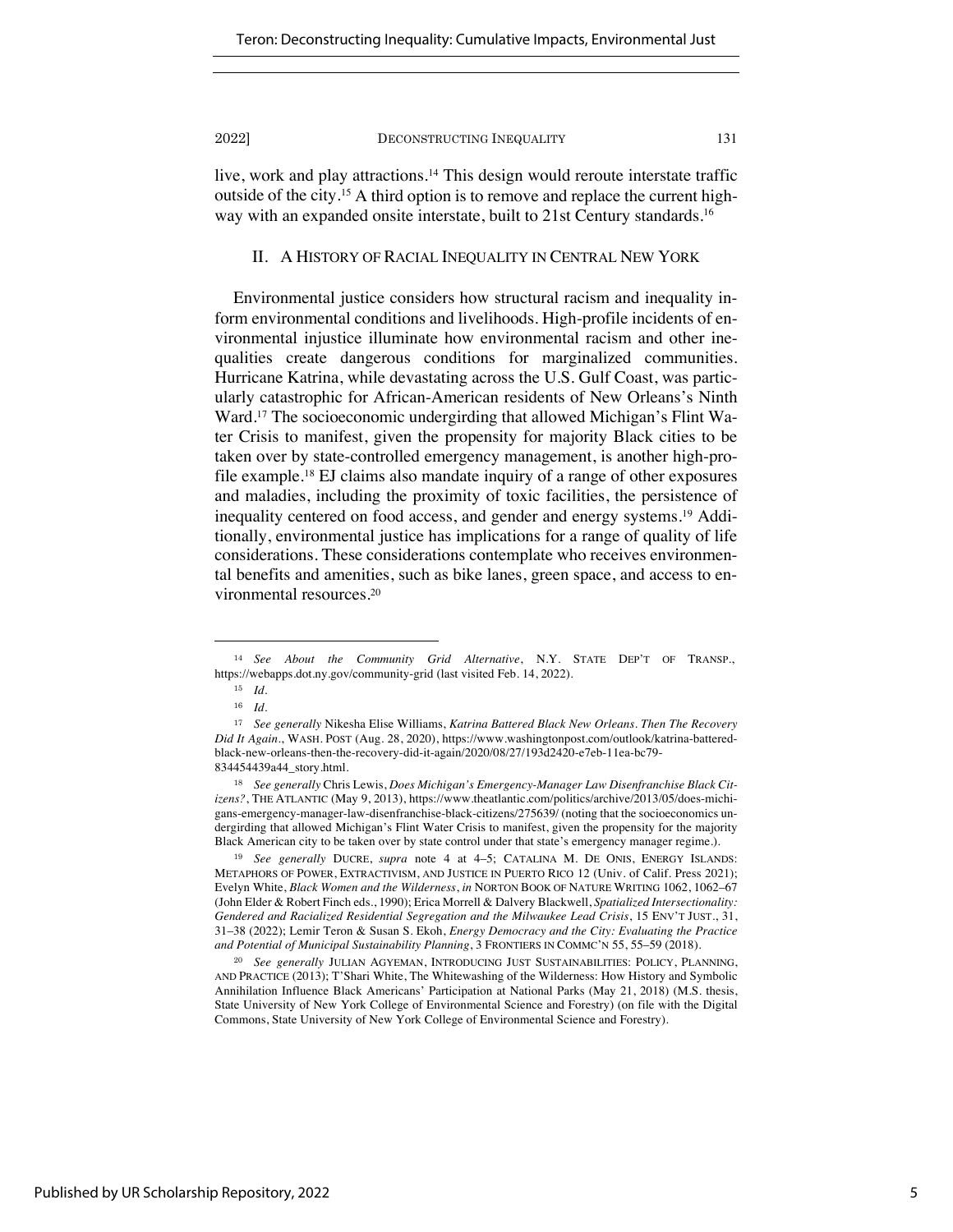live, work and play attractions.[14] This design would reroute interstate traffic outside of the city.[15] A third option is to remove and replace the current highway with an expanded onsite interstate, built to 21st Century standards.[16]

## II. A History of Racial Inequality in Central New York

Environmental justice considers how structural racism and inequality inform environmental conditions and livelihoods. High-profile incidents of environmental injustice illuminate how environmental racism and other inequalities create dangerous conditions for marginalized communities. Hurricane Katrina, while devastating across the U.S. Gulf Coast, was particularly catastrophic for African-American residents of New Orleans's Ninth Ward.[17] The socioeconomic undergirding that allowed Michigan's Flint Water Crisis to manifest, given the propensity for majority Black cities to be taken over by state-controlled emergency management, is another high-profile example.[18] EJ claims also mandate inquiry of a range of other exposures and maladies, including the proximity of toxic facilities, the persistence of inequality centered on food access, and gender and energy systems.[19] Additionally, environmental justice has implications for a range of quality of life considerations. These considerations contemplate who receives environmental benefits and amenities, such as bike lanes, green space, and access to environmental resources.[20]

---

[14] *See About the Community Grid Alternative*, N.Y. STATE DEP'T OF TRANSP., https://webapps.dot.ny.gov/community-grid (last visited Feb. 14, 2022).

[15] *Id.*

[16] *Id.*

[17] *See generally* Nikesha Elise Williams, *Katrina Battered Black New Orleans. Then The Recovery Did It Again.*, WASH. POST (Aug. 28, 2020), https://www.washingtonpost.com/outlook/katrina-battered-black-new-orleans-then-the-recovery-did-it-again/2020/08/27/193d2420-e7eb-11ea-bc79-834454439a44_story.html.

[18] *See generally* Chris Lewis, *Does Michigan's Emergency-Manager Law Disenfranchise Black Citizens?*, THE ATLANTIC (May 9, 2013), https://www.theatlantic.com/politics/archive/2013/05/does-michigans-emergency-manager-law-disenfranchise-black-citizens/275639/ (noting that the socioeconomics undergirding that allowed Michigan's Flint Water Crisis to manifest, given the propensity for the majority Black American city to be taken over by state control under that state's emergency manager regime.).

[19] *See generally* DUCRE, *supra* note 4 at 4–5; CATALINA M. DE ONIS, ENERGY ISLANDS: METAPHORS OF POWER, EXTRACTIVISM, AND JUSTICE IN PUERTO RICO 12 (Univ. of Calif. Press 2021); Evelyn White, *Black Women and the Wilderness*, *in* NORTON BOOK OF NATURE WRITING 1062, 1062–67 (John Elder & Robert Finch eds., 1990); Erica Morrell & Dalvery Blackwell, *Spatialized Intersectionality: Gendered and Racialized Residential Segregation and the Milwaukee Lead Crisis*, 15 ENV'T JUST., 31, 31–38 (2022); Lemir Teron & Susan S. Ekoh, *Energy Democracy and the City: Evaluating the Practice and Potential of Municipal Sustainability Planning*, 3 FRONTIERS IN COMMC'N 55, 55–59 (2018).

[20] *See generally* JULIAN AGYEMAN, INTRODUCING JUST SUSTAINABILITIES: POLICY, PLANNING, AND PRACTICE (2013); T'Shari White, The Whitewashing of the Wilderness: How History and Symbolic Annihilation Influence Black Americans' Participation at National Parks (May 21, 2018) (M.S. thesis, State University of New York College of Environmental Science and Forestry) (on file with the Digital Commons, State University of New York College of Environmental Science and Forestry).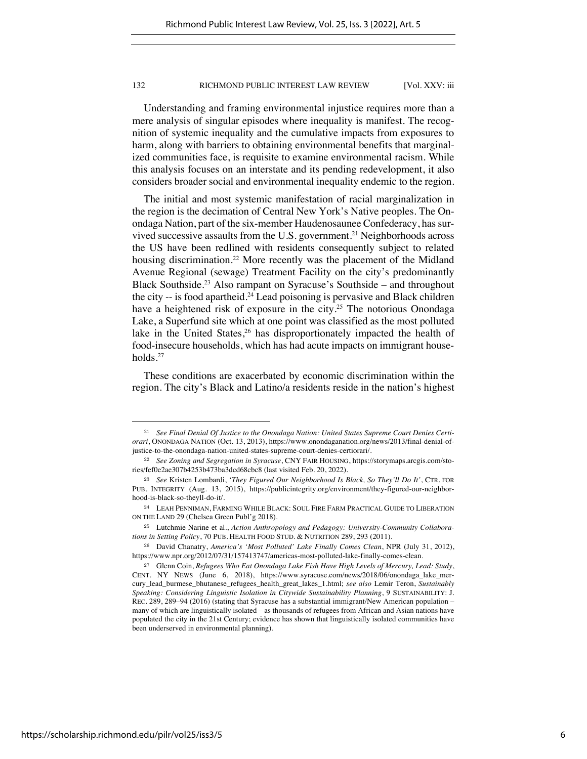Understanding and framing environmental injustice requires more than a mere analysis of singular episodes where inequality is manifest. The recognition of systemic inequality and the cumulative impacts from exposures to harm, along with barriers to obtaining environmental benefits that marginalized communities face, is requisite to examine environmental racism. While this analysis focuses on an interstate and its pending redevelopment, it also considers broader social and environmental inequality endemic to the region.

The initial and most systemic manifestation of racial marginalization in the region is the decimation of Central New York's Native peoples. The Onondaga Nation, part of the six-member Haudenosaunee Confederacy, has survived successive assaults from the U.S. government.[21] Neighborhoods across the US have been redlined with residents consequently subject to related housing discrimination.[22] More recently was the placement of the Midland Avenue Regional (sewage) Treatment Facility on the city's predominantly Black Southside.[23] Also rampant on Syracuse's Southside – and throughout the city -- is food apartheid.[24] Lead poisoning is pervasive and Black children have a heightened risk of exposure in the city.[25] The notorious Onondaga Lake, a Superfund site which at one point was classified as the most polluted lake in the United States,[26] has disproportionately impacted the health of food-insecure households, which has had acute impacts on immigrant households.[27]

These conditions are exacerbated by economic discrimination within the region. The city's Black and Latino/a residents reside in the nation's highest

---

[21] *See Final Denial Of Justice to the Onondaga Nation: United States Supreme Court Denies Certiorari*, ONONDAGA NATION (Oct. 13, 2013), https://www.onondaganation.org/news/2013/final-denial-of-justice-to-the-onondaga-nation-united-states-supreme-court-denies-certiorari/.

[22] *See Zoning and Segregation in Syracuse*, CNY FAIR HOUSING, https://storymaps.arcgis.com/stories/fef0e2ae307b4253b473ba3dcd68cbc8 (last visited Feb. 20, 2022).

[23] *See* Kristen Lombardi, '*They Figured Our Neighborhood Is Black, So They'll Do It*', CTR. FOR PUB. INTEGRITY (Aug. 13, 2015), https://publicintegrity.org/environment/they-figured-our-neighborhood-is-black-so-theyll-do-it/.

[24] LEAH PENNIMAN, FARMING WHILE BLACK: SOUL FIRE FARM PRACTICAL GUIDE TO LIBERATION ON THE LAND 29 (Chelsea Green Publ'g 2018).

[25] Lutchmie Narine et al., *Action Anthropology and Pedagogy: University-Community Collaborations in Setting Policy*, 70 PUB. HEALTH FOOD STUD. & NUTRITION 289, 293 (2011).

[26] David Chanatry, *America's 'Most Polluted' Lake Finally Comes Clean*, NPR (July 31, 2012), https://www.npr.org/2012/07/31/157413747/americas-most-polluted-lake-finally-comes-clean.

[27] Glenn Coin, *Refugees Who Eat Onondaga Lake Fish Have High Levels of Mercury, Lead: Study*, CENT. NY NEWS (June 6, 2018), https://www.syracuse.com/news/2018/06/onondaga_lake_mercury_lead_burmese_bhutanese_refugees_health_great_lakes_1.html; *see also* Lemir Teron, *Sustainably Speaking: Considering Linguistic Isolation in Citywide Sustainability Planning*, 9 SUSTAINABILITY: J. REC. 289, 289–94 (2016) (stating that Syracuse has a substantial immigrant/New American population – many of which are linguistically isolated – as thousands of refugees from African and Asian nations have populated the city in the 21st Century; evidence has shown that linguistically isolated communities have been underserved in environmental planning).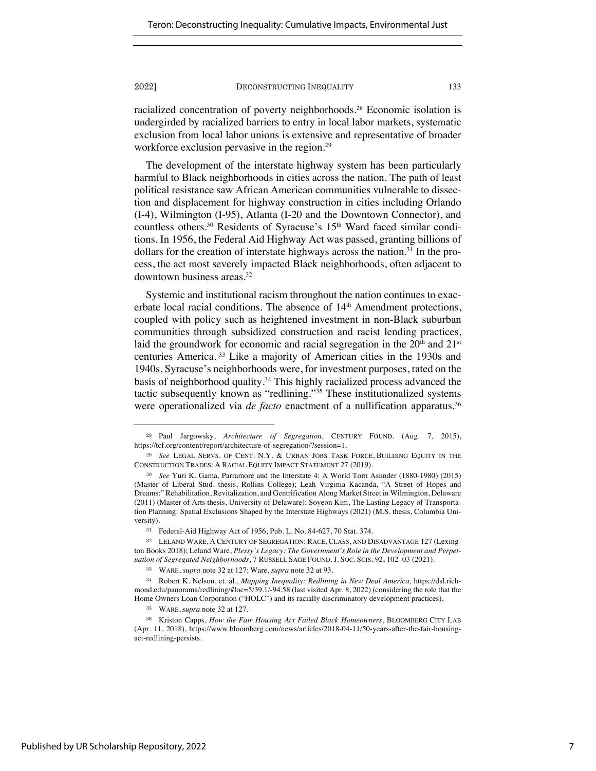racialized concentration of poverty neighborhoods.[28] Economic isolation is undergirded by racialized barriers to entry in local labor markets, systematic exclusion from local labor unions is extensive and representative of broader workforce exclusion pervasive in the region.[29]

The development of the interstate highway system has been particularly harmful to Black neighborhoods in cities across the nation. The path of least political resistance saw African American communities vulnerable to dissection and displacement for highway construction in cities including Orlando (I-4), Wilmington (I-95), Atlanta (I-20 and the Downtown Connector), and countless others.[30] Residents of Syracuse's 15th Ward faced similar conditions. In 1956, the Federal Aid Highway Act was passed, granting billions of dollars for the creation of interstate highways across the nation.[31] In the process, the act most severely impacted Black neighborhoods, often adjacent to downtown business areas.[32]

Systemic and institutional racism throughout the nation continues to exacerbate local racial conditions. The absence of 14th Amendment protections, coupled with policy such as heightened investment in non-Black suburban communities through subsidized construction and racist lending practices, laid the groundwork for economic and racial segregation in the 20th and 21st centuries America.[33] Like a majority of American cities in the 1930s and 1940s, Syracuse's neighborhoods were, for investment purposes, rated on the basis of neighborhood quality.[34] This highly racialized process advanced the tactic subsequently known as "redlining."[35] These institutionalized systems were operationalized via *de facto* enactment of a nullification apparatus.[36]

---

[28] Paul Jargowsky, *Architecture of Segregation*, CENTURY FOUND. (Aug. 7, 2015), https://tcf.org/content/report/architecture-of-segregation/?session=1.

[29] *See* LEGAL SERVS. OF CENT. N.Y. & URBAN JOBS TASK FORCE, BUILDING EQUITY IN THE CONSTRUCTION TRADES: A RACIAL EQUITY IMPACT STATEMENT 27 (2019).

[30] *See* Yuri K. Gama, Parramore and the Interstate 4: A World Torn Asunder (1880-1980) (2015) (Master of Liberal Stud. thesis, Rollins College); Leah Virginia Kacanda, "A Street of Hopes and Dreams:" Rehabilitation, Revitalization, and Gentrification Along Market Street in Wilmington, Delaware (2011) (Master of Arts thesis, University of Delaware); Soyeon Kim, The Lasting Legacy of Transportation Planning: Spatial Exclusions Shaped by the Interstate Highways (2021) (M.S. thesis, Columbia University).

[31] Federal-Aid Highway Act of 1956, Pub. L. No. 84-627, 70 Stat. 374.

[32] LELAND WARE, A CENTURY OF SEGREGATION: RACE, CLASS, AND DISADVANTAGE 127 (Lexington Books 2018); Leland Ware, *Plessy's Legacy: The Government's Role in the Development and Perpetuation of Segregated Neighborhoods*, 7 RUSSELL SAGE FOUND. J. SOC. SCIS. 92, 102–03 (2021).

[33] WARE, *supra* note 32 at 127; Ware, *supra* note 32 at 93.

[34] Robert K. Nelson, et. al., *Mapping Inequality: Redlining in New Deal America*, https://dsl.richmond.edu/panorama/redlining/#loc=5/39.1/-94.58 (last visited Apr. 8, 2022) (considering the role that the Home Owners Loan Corporation ("HOLC") and its racially discriminatory development practices).

[35] WARE, *supra* note 32 at 127.

[36] Kriston Capps, *How the Fair Housing Act Failed Black Homeowners*, BLOOMBERG CITY LAB (Apr. 11, 2018), https://www.bloomberg.com/news/articles/2018-04-11/50-years-after-the-fair-housing-act-redlining-persists.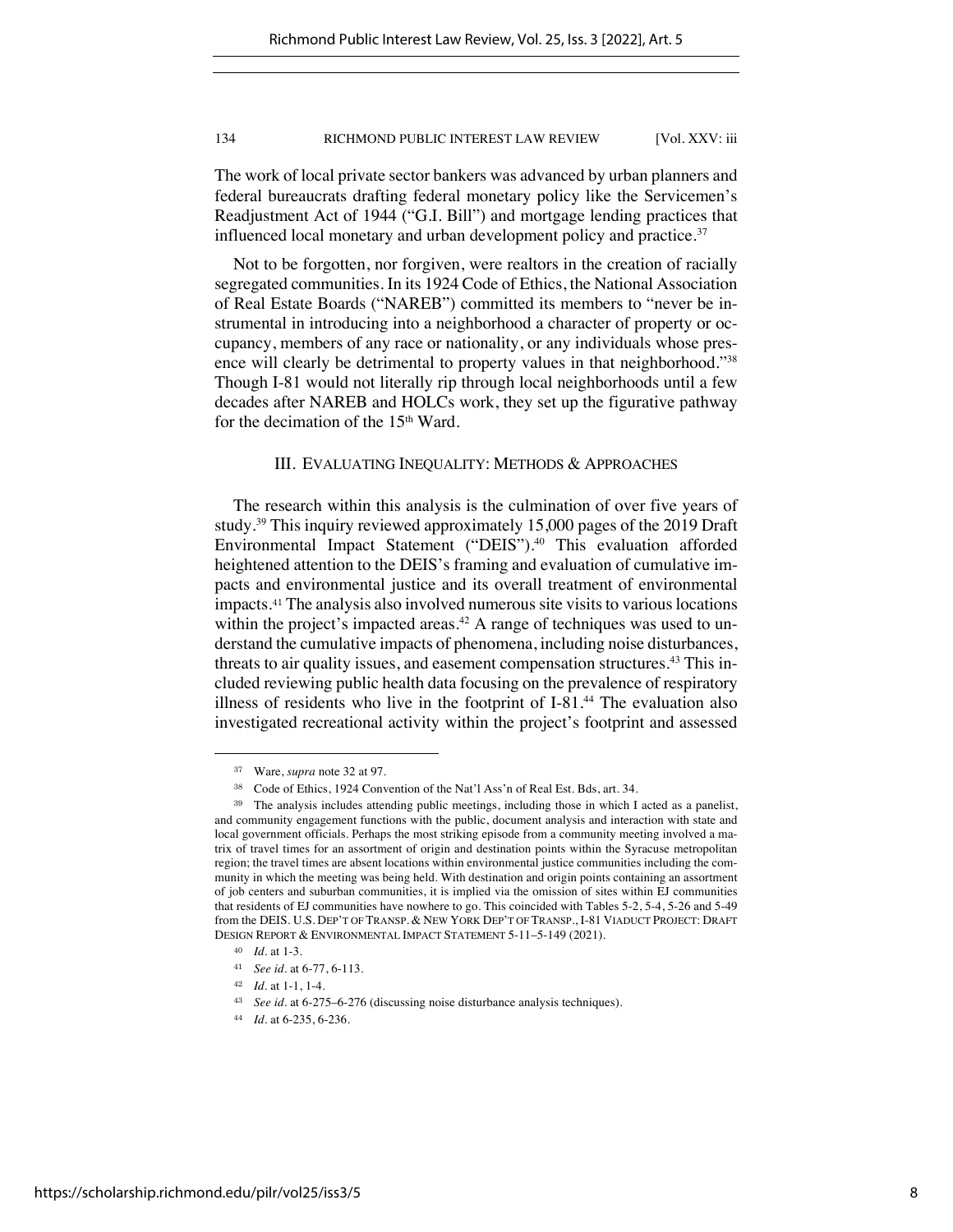The work of local private sector bankers was advanced by urban planners and federal bureaucrats drafting federal monetary policy like the Servicemen's Readjustment Act of 1944 ("G.I. Bill") and mortgage lending practices that influenced local monetary and urban development policy and practice.[37]

Not to be forgotten, nor forgiven, were realtors in the creation of racially segregated communities. In its 1924 Code of Ethics, the National Association of Real Estate Boards ("NAREB") committed its members to "never be instrumental in introducing into a neighborhood a character of property or occupancy, members of any race or nationality, or any individuals whose presence will clearly be detrimental to property values in that neighborhood."[38] Though I-81 would not literally rip through local neighborhoods until a few decades after NAREB and HOLCs work, they set up the figurative pathway for the decimation of the 15th Ward.

## III. EVALUATING INEQUALITY: METHODS & APPROACHES

The research within this analysis is the culmination of over five years of study.[39] This inquiry reviewed approximately 15,000 pages of the 2019 Draft Environmental Impact Statement ("DEIS").[40] This evaluation afforded heightened attention to the DEIS's framing and evaluation of cumulative impacts and environmental justice and its overall treatment of environmental impacts.[41] The analysis also involved numerous site visits to various locations within the project's impacted areas.[42] A range of techniques was used to understand the cumulative impacts of phenomena, including noise disturbances, threats to air quality issues, and easement compensation structures.[43] This included reviewing public health data focusing on the prevalence of respiratory illness of residents who live in the footprint of I-81.[44] The evaluation also investigated recreational activity within the project's footprint and assessed

---

[37] Ware, *supra* note 32 at 97.

[38] Code of Ethics, 1924 Convention of the Nat'l Ass'n of Real Est. Bds, art. 34.

[39] The analysis includes attending public meetings, including those in which I acted as a panelist, and community engagement functions with the public, document analysis and interaction with state and local government officials. Perhaps the most striking episode from a community meeting involved a matrix of travel times for an assortment of origin and destination points within the Syracuse metropolitan region; the travel times are absent locations within environmental justice communities including the community in which the meeting was being held. With destination and origin points containing an assortment of job centers and suburban communities, it is implied via the omission of sites within EJ communities that residents of EJ communities have nowhere to go. This coincided with Tables 5-2, 5-4, 5-26 and 5-49 from the DEIS. U.S. DEP'T OF TRANSP. & NEW YORK DEP'T OF TRANSP., I-81 VIADUCT PROJECT: DRAFT DESIGN REPORT & ENVIRONMENTAL IMPACT STATEMENT 5-11–5-149 (2021).

[40] *Id.* at 1-3.

[41] *See id.* at 6-77, 6-113.

[42] *Id.* at 1-1, 1-4.

[43] *See id.* at 6-275–6-276 (discussing noise disturbance analysis techniques).

[44] *Id.* at 6-235, 6-236.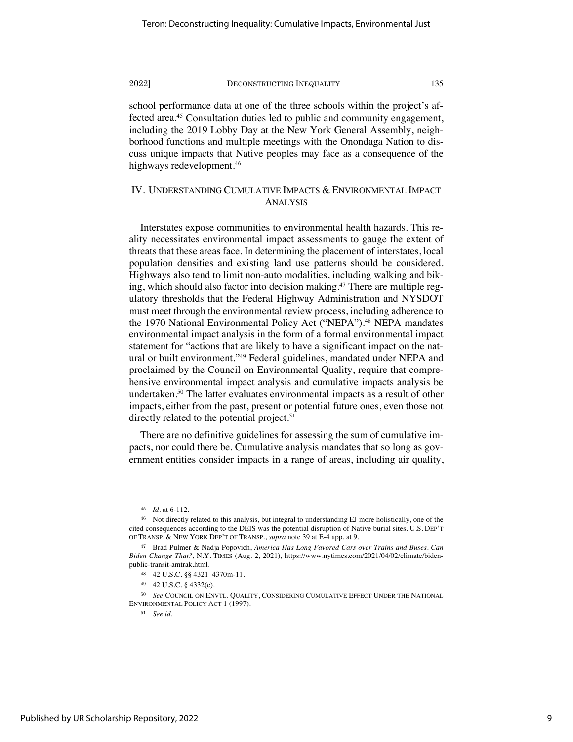school performance data at one of the three schools within the project's affected area.[45] Consultation duties led to public and community engagement, including the 2019 Lobby Day at the New York General Assembly, neighborhood functions and multiple meetings with the Onondaga Nation to discuss unique impacts that Native peoples may face as a consequence of the highways redevelopment.[46]

## IV. UNDERSTANDING CUMULATIVE IMPACTS & ENVIRONMENTAL IMPACT ANALYSIS

Interstates expose communities to environmental health hazards. This reality necessitates environmental impact assessments to gauge the extent of threats that these areas face. In determining the placement of interstates, local population densities and existing land use patterns should be considered. Highways also tend to limit non-auto modalities, including walking and biking, which should also factor into decision making.[47] There are multiple regulatory thresholds that the Federal Highway Administration and NYSDOT must meet through the environmental review process, including adherence to the 1970 National Environmental Policy Act ("NEPA").[48] NEPA mandates environmental impact analysis in the form of a formal environmental impact statement for "actions that are likely to have a significant impact on the natural or built environment."[49] Federal guidelines, mandated under NEPA and proclaimed by the Council on Environmental Quality, require that comprehensive environmental impact analysis and cumulative impacts analysis be undertaken.[50] The latter evaluates environmental impacts as a result of other impacts, either from the past, present or potential future ones, even those not directly related to the potential project.[51]

There are no definitive guidelines for assessing the sum of cumulative impacts, nor could there be. Cumulative analysis mandates that so long as government entities consider impacts in a range of areas, including air quality,

---

[45] *Id.* at 6-112.

[46] Not directly related to this analysis, but integral to understanding EJ more holistically, one of the cited consequences according to the DEIS was the potential disruption of Native burial sites. U.S. DEP'T OF TRANSP. & NEW YORK DEP'T OF TRANSP., *supra* note 39 at E-4 app. at 9.

[47] Brad Pulmer & Nadja Popovich, *America Has Long Favored Cars over Trains and Buses. Can Biden Change That?*, N.Y. TIMES (Aug. 2, 2021), https://www.nytimes.com/2021/04/02/climate/biden-public-transit-amtrak.html.

[48] 42 U.S.C. §§ 4321–4370m-11.

[49] 42 U.S.C. § 4332(c).

[50] *See* COUNCIL ON ENVTL. QUALITY, CONSIDERING CUMULATIVE EFFECT UNDER THE NATIONAL ENVIRONMENTAL POLICY ACT 1 (1997).

[51] *See id.*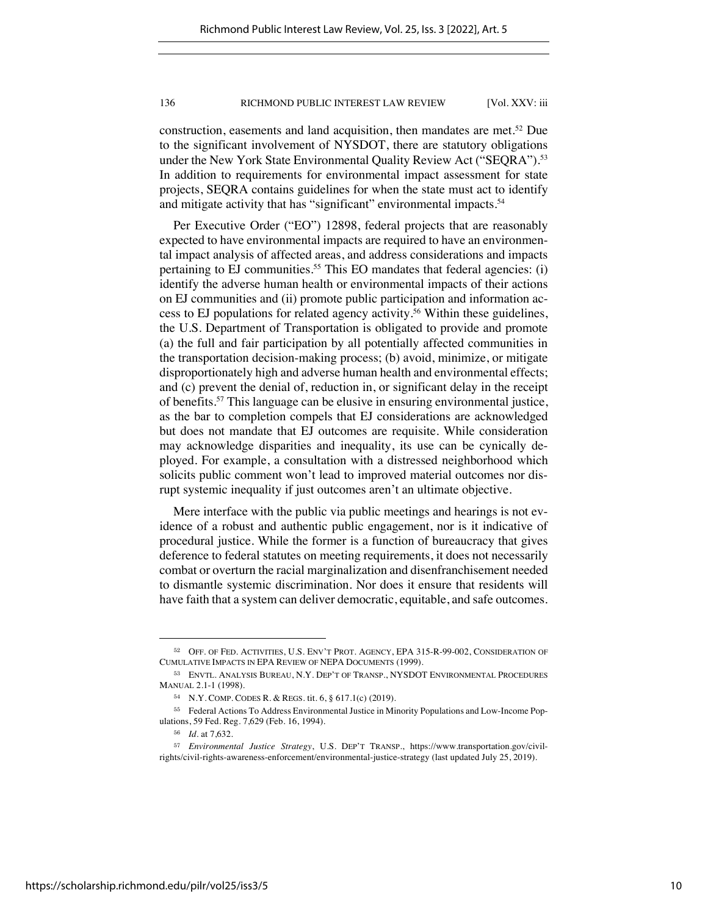construction, easements and land acquisition, then mandates are met.[52] Due to the significant involvement of NYSDOT, there are statutory obligations under the New York State Environmental Quality Review Act ("SEQRA").[53] In addition to requirements for environmental impact assessment for state projects, SEQRA contains guidelines for when the state must act to identify and mitigate activity that has "significant" environmental impacts.[54]

Per Executive Order ("EO") 12898, federal projects that are reasonably expected to have environmental impacts are required to have an environmental impact analysis of affected areas, and address considerations and impacts pertaining to EJ communities.[55] This EO mandates that federal agencies: (i) identify the adverse human health or environmental impacts of their actions on EJ communities and (ii) promote public participation and information access to EJ populations for related agency activity.[56] Within these guidelines, the U.S. Department of Transportation is obligated to provide and promote (a) the full and fair participation by all potentially affected communities in the transportation decision-making process; (b) avoid, minimize, or mitigate disproportionately high and adverse human health and environmental effects; and (c) prevent the denial of, reduction in, or significant delay in the receipt of benefits.[57] This language can be elusive in ensuring environmental justice, as the bar to completion compels that EJ considerations are acknowledged but does not mandate that EJ outcomes are requisite. While consideration may acknowledge disparities and inequality, its use can be cynically deployed. For example, a consultation with a distressed neighborhood which solicits public comment won't lead to improved material outcomes nor disrupt systemic inequality if just outcomes aren't an ultimate objective.

Mere interface with the public via public meetings and hearings is not evidence of a robust and authentic public engagement, nor is it indicative of procedural justice. While the former is a function of bureaucracy that gives deference to federal statutes on meeting requirements, it does not necessarily combat or overturn the racial marginalization and disenfranchisement needed to dismantle systemic discrimination. Nor does it ensure that residents will have faith that a system can deliver democratic, equitable, and safe outcomes.

---

[52] OFF. OF FED. ACTIVITIES, U.S. ENV'T PROT. AGENCY, EPA 315-R-99-002, CONSIDERATION OF CUMULATIVE IMPACTS IN EPA REVIEW OF NEPA DOCUMENTS (1999).

[53] ENVTL. ANALYSIS BUREAU, N.Y. DEP'T OF TRANSP., NYSDOT ENVIRONMENTAL PROCEDURES MANUAL 2.1-1 (1998).

[54] N.Y. COMP. CODES R. & REGS. tit. 6, § 617.1(c) (2019).

[55] Federal Actions To Address Environmental Justice in Minority Populations and Low-Income Populations, 59 Fed. Reg. 7,629 (Feb. 16, 1994).

[56] *Id.* at 7,632.

[57] *Environmental Justice Strategy*, U.S. DEP'T TRANSP., https://www.transportation.gov/civil-rights/civil-rights-awareness-enforcement/environmental-justice-strategy (last updated July 25, 2019).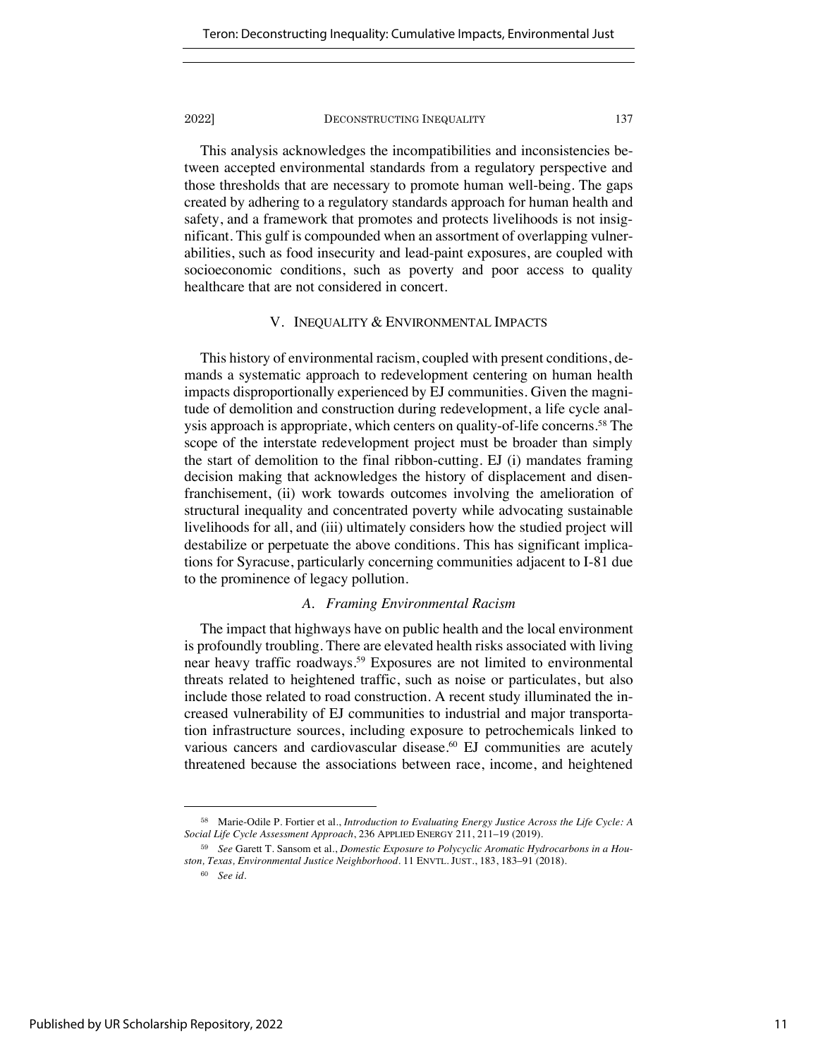This analysis acknowledges the incompatibilities and inconsistencies between accepted environmental standards from a regulatory perspective and those thresholds that are necessary to promote human well-being. The gaps created by adhering to a regulatory standards approach for human health and safety, and a framework that promotes and protects livelihoods is not insignificant. This gulf is compounded when an assortment of overlapping vulnerabilities, such as food insecurity and lead-paint exposures, are coupled with socioeconomic conditions, such as poverty and poor access to quality healthcare that are not considered in concert.

## V. INEQUALITY & ENVIRONMENTAL IMPACTS

This history of environmental racism, coupled with present conditions, demands a systematic approach to redevelopment centering on human health impacts disproportionally experienced by EJ communities. Given the magnitude of demolition and construction during redevelopment, a life cycle analysis approach is appropriate, which centers on quality-of-life concerns.[58] The scope of the interstate redevelopment project must be broader than simply the start of demolition to the final ribbon-cutting. EJ (i) mandates framing decision making that acknowledges the history of displacement and disenfranchisement, (ii) work towards outcomes involving the amelioration of structural inequality and concentrated poverty while advocating sustainable livelihoods for all, and (iii) ultimately considers how the studied project will destabilize or perpetuate the above conditions. This has significant implications for Syracuse, particularly concerning communities adjacent to I-81 due to the prominence of legacy pollution.

### *A. Framing Environmental Racism*

The impact that highways have on public health and the local environment is profoundly troubling. There are elevated health risks associated with living near heavy traffic roadways.[59] Exposures are not limited to environmental threats related to heightened traffic, such as noise or particulates, but also include those related to road construction. A recent study illuminated the increased vulnerability of EJ communities to industrial and major transportation infrastructure sources, including exposure to petrochemicals linked to various cancers and cardiovascular disease.[60] EJ communities are acutely threatened because the associations between race, income, and heightened

---

[58] Marie-Odile P. Fortier et al., *Introduction to Evaluating Energy Justice Across the Life Cycle: A Social Life Cycle Assessment Approach*, 236 APPLIED ENERGY 211, 211–19 (2019).

[59] *See* Garett T. Sansom et al., *Domestic Exposure to Polycyclic Aromatic Hydrocarbons in a Houston, Texas, Environmental Justice Neighborhood*. 11 ENVTL. JUST., 183, 183–91 (2018).

[60] *See id.*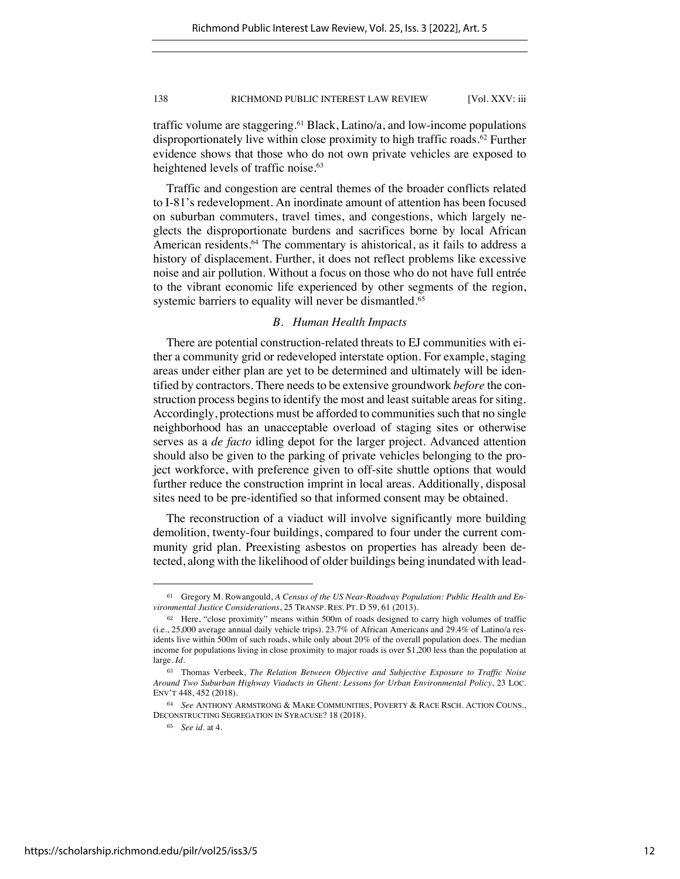traffic volume are staggering.[61] Black, Latino/a, and low-income populations disproportionately live within close proximity to high traffic roads.[62] Further evidence shows that those who do not own private vehicles are exposed to heightened levels of traffic noise.[63]

Traffic and congestion are central themes of the broader conflicts related to I-81's redevelopment. An inordinate amount of attention has been focused on suburban commuters, travel times, and congestions, which largely neglects the disproportionate burdens and sacrifices borne by local African American residents.[64] The commentary is ahistorical, as it fails to address a history of displacement. Further, it does not reflect problems like excessive noise and air pollution. Without a focus on those who do not have full entrée to the vibrant economic life experienced by other segments of the region, systemic barriers to equality will never be dismantled.[65]

### *B. Human Health Impacts*

There are potential construction-related threats to EJ communities with either a community grid or redeveloped interstate option. For example, staging areas under either plan are yet to be determined and ultimately will be identified by contractors. There needs to be extensive groundwork *before* the construction process begins to identify the most and least suitable areas for siting. Accordingly, protections must be afforded to communities such that no single neighborhood has an unacceptable overload of staging sites or otherwise serves as a *de facto* idling depot for the larger project. Advanced attention should also be given to the parking of private vehicles belonging to the project workforce, with preference given to off-site shuttle options that would further reduce the construction imprint in local areas. Additionally, disposal sites need to be pre-identified so that informed consent may be obtained.

The reconstruction of a viaduct will involve significantly more building demolition, twenty-four buildings, compared to four under the current community grid plan. Preexisting asbestos on properties has already been detected, along with the likelihood of older buildings being inundated with lead-

---

[61] Gregory M. Rowangould, *A Census of the US Near-Roadway Population: Public Health and Environmental Justice Considerations*, 25 TRANSP. RES. PT. D 59, 61 (2013).

[62] Here, "close proximity" means within 500m of roads designed to carry high volumes of traffic (i.e., 25,000 average annual daily vehicle trips). 23.7% of African Americans and 29.4% of Latino/a residents live within 500m of such roads, while only about 20% of the overall population does. The median income for populations living in close proximity to major roads is over $1,200 less than the population at large. *Id.*

[63] Thomas Verbeek, *The Relation Between Objective and Subjective Exposure to Traffic Noise Around Two Suburban Highway Viaducts in Ghent: Lessons for Urban Environmental Policy*, 23 LOC. ENV'T 448, 452 (2018).

[64] *See* ANTHONY ARMSTRONG & MAKE COMMUNITIES, POVERTY & RACE RSCH. ACTION COUNS., DECONSTRUCTING SEGREGATION IN SYRACUSE? 18 (2018).

[65] *See id.* at 4.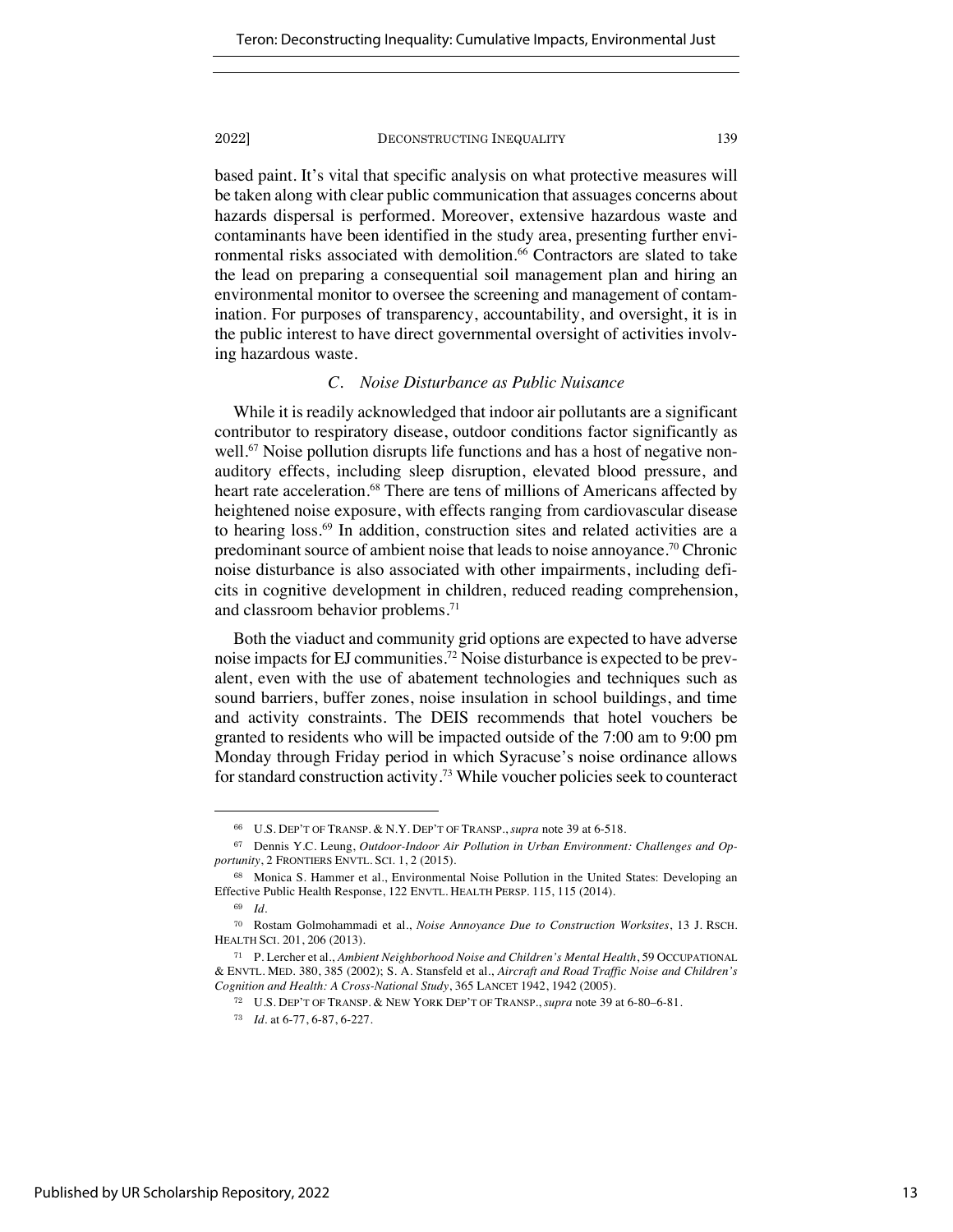based paint. It's vital that specific analysis on what protective measures will be taken along with clear public communication that assuages concerns about hazards dispersal is performed. Moreover, extensive hazardous waste and contaminants have been identified in the study area, presenting further environmental risks associated with demolition.[66] Contractors are slated to take the lead on preparing a consequential soil management plan and hiring an environmental monitor to oversee the screening and management of contamination. For purposes of transparency, accountability, and oversight, it is in the public interest to have direct governmental oversight of activities involving hazardous waste.

### *C. Noise Disturbance as Public Nuisance*

While it is readily acknowledged that indoor air pollutants are a significant contributor to respiratory disease, outdoor conditions factor significantly as well.[67] Noise pollution disrupts life functions and has a host of negative non-auditory effects, including sleep disruption, elevated blood pressure, and heart rate acceleration.[68] There are tens of millions of Americans affected by heightened noise exposure, with effects ranging from cardiovascular disease to hearing loss.[69] In addition, construction sites and related activities are a predominant source of ambient noise that leads to noise annoyance.[70] Chronic noise disturbance is also associated with other impairments, including deficits in cognitive development in children, reduced reading comprehension, and classroom behavior problems.[71]

Both the viaduct and community grid options are expected to have adverse noise impacts for EJ communities.[72] Noise disturbance is expected to be prevalent, even with the use of abatement technologies and techniques such as sound barriers, buffer zones, noise insulation in school buildings, and time and activity constraints. The DEIS recommends that hotel vouchers be granted to residents who will be impacted outside of the 7:00 am to 9:00 pm Monday through Friday period in which Syracuse's noise ordinance allows for standard construction activity.[73] While voucher policies seek to counteract

---

[66] U.S. DEP'T OF TRANSP. & N.Y. DEP'T OF TRANSP., *supra* note 39 at 6-518.

[67] Dennis Y.C. Leung, *Outdoor-Indoor Air Pollution in Urban Environment: Challenges and Opportunity*, 2 FRONTIERS ENVTL. SCI. 1, 2 (2015).

[68] Monica S. Hammer et al., Environmental Noise Pollution in the United States: Developing an Effective Public Health Response, 122 ENVTL. HEALTH PERSP. 115, 115 (2014).

[69] *Id.*

[70] Rostam Golmohammadi et al., *Noise Annoyance Due to Construction Worksites*, 13 J. RSCH. HEALTH SCI. 201, 206 (2013).

[71] P. Lercher et al., *Ambient Neighborhood Noise and Children's Mental Health*, 59 OCCUPATIONAL & ENVTL. MED. 380, 385 (2002); S. A. Stansfeld et al., *Aircraft and Road Traffic Noise and Children's Cognition and Health: A Cross-National Study*, 365 LANCET 1942, 1942 (2005).

[72] U.S. DEP'T OF TRANSP. & NEW YORK DEP'T OF TRANSP., *supra* note 39 at 6-80–6-81.

[73] *Id.* at 6-77, 6-87, 6-227.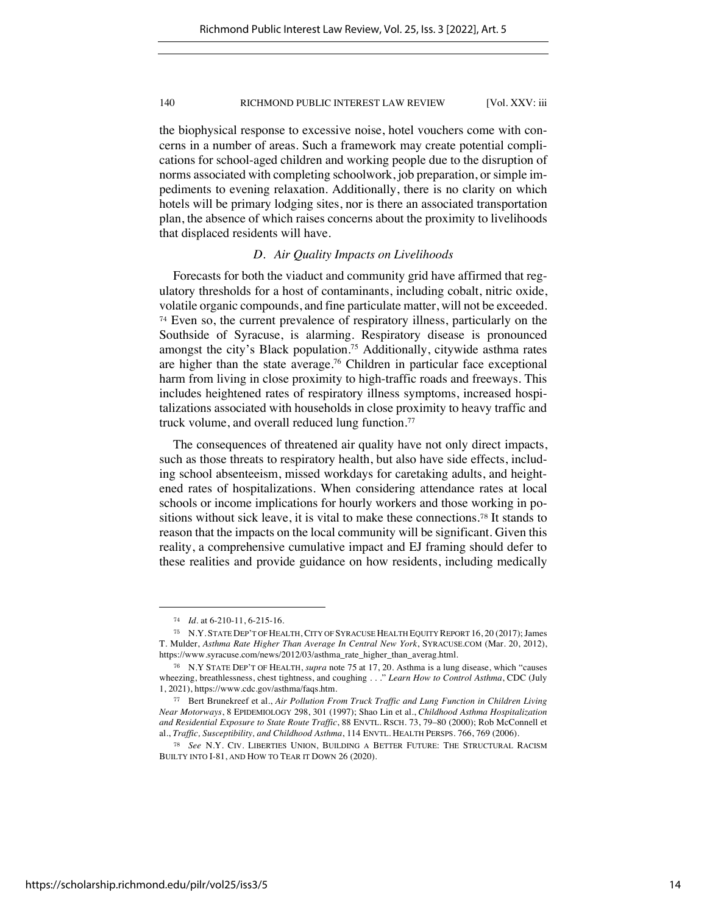the biophysical response to excessive noise, hotel vouchers come with concerns in a number of areas. Such a framework may create potential complications for school-aged children and working people due to the disruption of norms associated with completing schoolwork, job preparation, or simple impediments to evening relaxation. Additionally, there is no clarity on which hotels will be primary lodging sites, nor is there an associated transportation plan, the absence of which raises concerns about the proximity to livelihoods that displaced residents will have.

### *D. Air Quality Impacts on Livelihoods*

Forecasts for both the viaduct and community grid have affirmed that regulatory thresholds for a host of contaminants, including cobalt, nitric oxide, volatile organic compounds, and fine particulate matter, will not be exceeded.[74] Even so, the current prevalence of respiratory illness, particularly on the Southside of Syracuse, is alarming. Respiratory disease is pronounced amongst the city's Black population.[75] Additionally, citywide asthma rates are higher than the state average.[76] Children in particular face exceptional harm from living in close proximity to high-traffic roads and freeways. This includes heightened rates of respiratory illness symptoms, increased hospitalizations associated with households in close proximity to heavy traffic and truck volume, and overall reduced lung function.[77]

The consequences of threatened air quality have not only direct impacts, such as those threats to respiratory health, but also have side effects, including school absenteeism, missed workdays for caretaking adults, and heightened rates of hospitalizations. When considering attendance rates at local schools or income implications for hourly workers and those working in positions without sick leave, it is vital to make these connections.[78] It stands to reason that the impacts on the local community will be significant. Given this reality, a comprehensive cumulative impact and EJ framing should defer to these realities and provide guidance on how residents, including medically

---

[74] *Id.* at 6-210-11, 6-215-16.

[75] N.Y. STATE DEP'T OF HEALTH, CITY OF SYRACUSE HEALTH EQUITY REPORT 16, 20 (2017); James T. Mulder, *Asthma Rate Higher Than Average In Central New York*, SYRACUSE.COM (Mar. 20, 2012), https://www.syracuse.com/news/2012/03/asthma_rate_higher_than_averag.html.

[76] N.Y STATE DEP'T OF HEALTH, *supra* note 75 at 17, 20. Asthma is a lung disease, which "causes wheezing, breathlessness, chest tightness, and coughing . . ." *Learn How to Control Asthma*, CDC (July 1, 2021), https://www.cdc.gov/asthma/faqs.htm.

[77] Bert Brunekreef et al., *Air Pollution From Truck Traffic and Lung Function in Children Living Near Motorways*, 8 EPIDEMIOLOGY 298, 301 (1997); Shao Lin et al., *Childhood Asthma Hospitalization and Residential Exposure to State Route Traffic*, 88 ENVTL. RSCH. 73, 79–80 (2000); Rob McConnell et al., *Traffic, Susceptibility, and Childhood Asthma*, 114 ENVTL. HEALTH PERSPS. 766, 769 (2006).

[78] *See* N.Y. CIV. LIBERTIES UNION, BUILDING A BETTER FUTURE: THE STRUCTURAL RACISM BUILTY INTO I-81, AND HOW TO TEAR IT DOWN 26 (2020).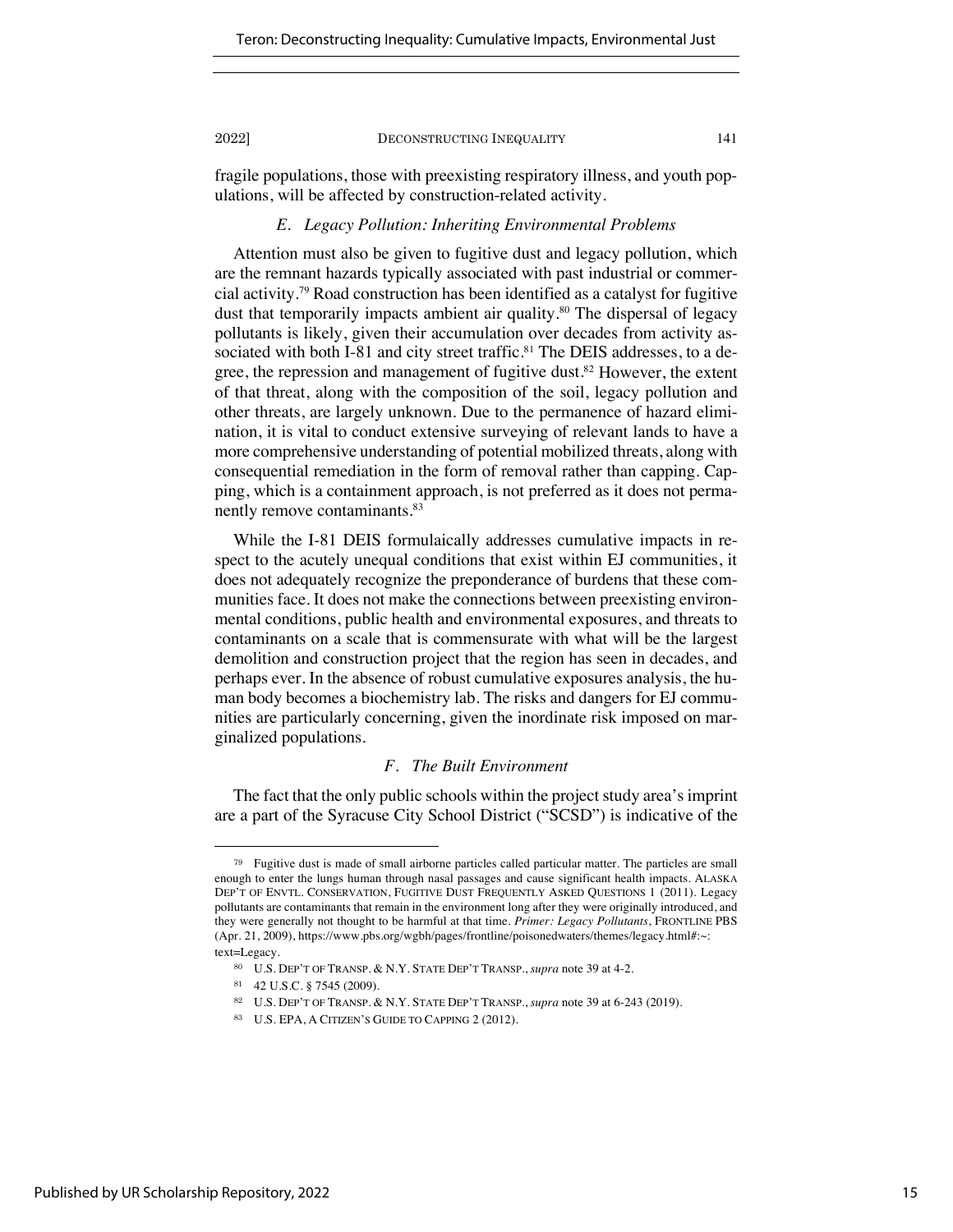fragile populations, those with preexisting respiratory illness, and youth populations, will be affected by construction-related activity.

### *E. Legacy Pollution: Inheriting Environmental Problems*

Attention must also be given to fugitive dust and legacy pollution, which are the remnant hazards typically associated with past industrial or commercial activity.[79] Road construction has been identified as a catalyst for fugitive dust that temporarily impacts ambient air quality.[80] The dispersal of legacy pollutants is likely, given their accumulation over decades from activity associated with both I-81 and city street traffic.[81] The DEIS addresses, to a degree, the repression and management of fugitive dust.[82] However, the extent of that threat, along with the composition of the soil, legacy pollution and other threats, are largely unknown. Due to the permanence of hazard elimination, it is vital to conduct extensive surveying of relevant lands to have a more comprehensive understanding of potential mobilized threats, along with consequential remediation in the form of removal rather than capping. Capping, which is a containment approach, is not preferred as it does not permanently remove contaminants.[83]

While the I-81 DEIS formulaically addresses cumulative impacts in respect to the acutely unequal conditions that exist within EJ communities, it does not adequately recognize the preponderance of burdens that these communities face. It does not make the connections between preexisting environmental conditions, public health and environmental exposures, and threats to contaminants on a scale that is commensurate with what will be the largest demolition and construction project that the region has seen in decades, and perhaps ever. In the absence of robust cumulative exposures analysis, the human body becomes a biochemistry lab. The risks and dangers for EJ communities are particularly concerning, given the inordinate risk imposed on marginalized populations.

### *F. The Built Environment*

The fact that the only public schools within the project study area's imprint are a part of the Syracuse City School District ("SCSD") is indicative of the

---

[79] Fugitive dust is made of small airborne particles called particular matter. The particles are small enough to enter the lungs human through nasal passages and cause significant health impacts. ALASKA DEP'T OF ENVTL. CONSERVATION, FUGITIVE DUST FREQUENTLY ASKED QUESTIONS 1 (2011). Legacy pollutants are contaminants that remain in the environment long after they were originally introduced, and they were generally not thought to be harmful at that time. *Primer: Legacy Pollutants*, FRONTLINE PBS (Apr. 21, 2009), https://www.pbs.org/wgbh/pages/frontline/poisonedwaters/themes/legacy.html#:~:text=Legacy.

[80] U.S. DEP'T OF TRANSP. & N.Y. STATE DEP'T TRANSP., *supra* note 39 at 4-2.

[81] 42 U.S.C. § 7545 (2009).

[82] U.S. DEP'T OF TRANSP. & N.Y. STATE DEP'T TRANSP., *supra* note 39 at 6-243 (2019).

[83] U.S. EPA, A CITIZEN'S GUIDE TO CAPPING 2 (2012).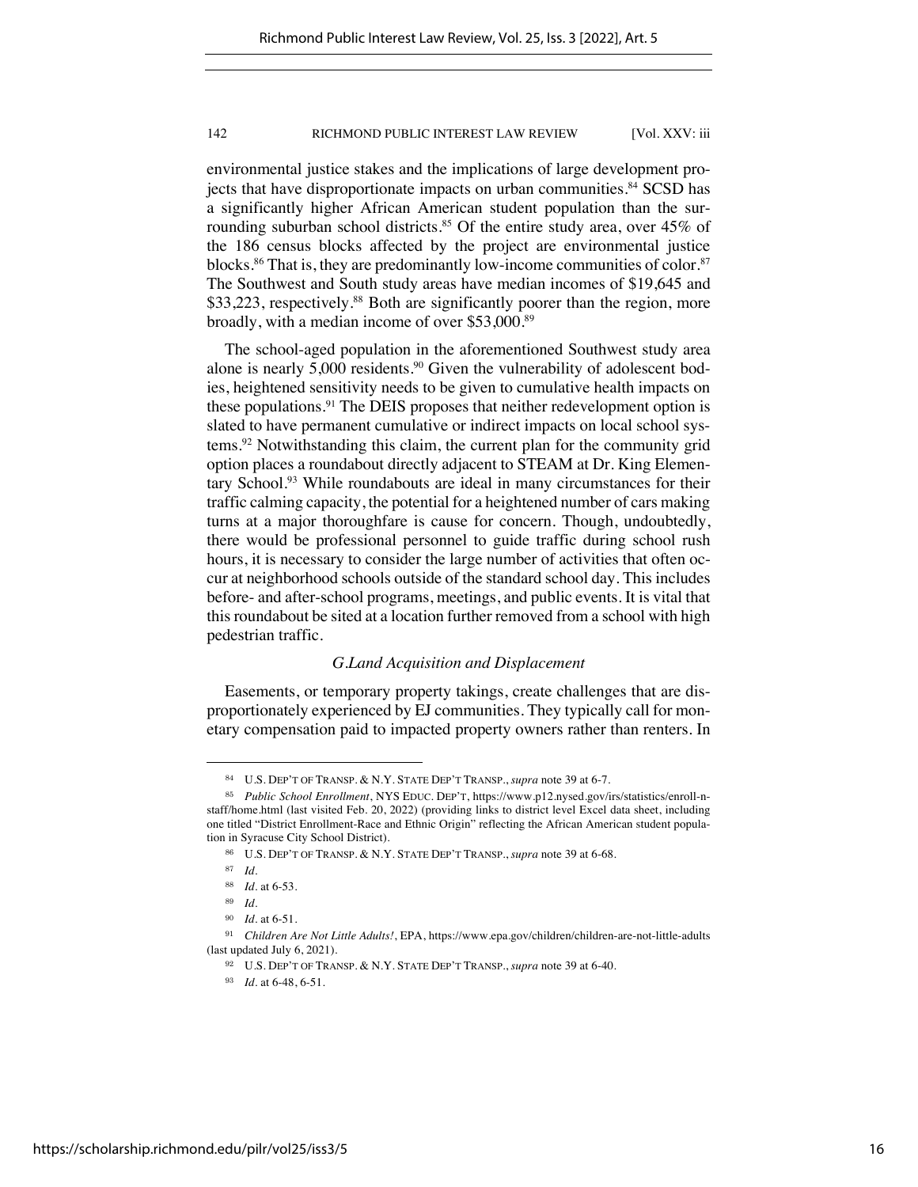environmental justice stakes and the implications of large development projects that have disproportionate impacts on urban communities.[84] SCSD has a significantly higher African American student population than the surrounding suburban school districts.[85] Of the entire study area, over 45% of the 186 census blocks affected by the project are environmental justice blocks.[86] That is, they are predominantly low-income communities of color.[87] The Southwest and South study areas have median incomes of $19,645 and $33,223, respectively.[88] Both are significantly poorer than the region, more broadly, with a median income of over $53,000.[89]

The school-aged population in the aforementioned Southwest study area alone is nearly 5,000 residents.[90] Given the vulnerability of adolescent bodies, heightened sensitivity needs to be given to cumulative health impacts on these populations.[91] The DEIS proposes that neither redevelopment option is slated to have permanent cumulative or indirect impacts on local school systems.[92] Notwithstanding this claim, the current plan for the community grid option places a roundabout directly adjacent to STEAM at Dr. King Elementary School.[93] While roundabouts are ideal in many circumstances for their traffic calming capacity, the potential for a heightened number of cars making turns at a major thoroughfare is cause for concern. Though, undoubtedly, there would be professional personnel to guide traffic during school rush hours, it is necessary to consider the large number of activities that often occur at neighborhood schools outside of the standard school day. This includes before- and after-school programs, meetings, and public events. It is vital that this roundabout be sited at a location further removed from a school with high pedestrian traffic.

### *G.Land Acquisition and Displacement*

Easements, or temporary property takings, create challenges that are disproportionately experienced by EJ communities. They typically call for monetary compensation paid to impacted property owners rather than renters. In

---

[84] U.S. DEP'T OF TRANSP. & N.Y. STATE DEP'T TRANSP., *supra* note 39 at 6-7.

[85] *Public School Enrollment*, NYS EDUC. DEP'T, https://www.p12.nysed.gov/irs/statistics/enroll-n-staff/home.html (last visited Feb. 20, 2022) (providing links to district level Excel data sheet, including one titled "District Enrollment-Race and Ethnic Origin" reflecting the African American student population in Syracuse City School District).

[86] U.S. DEP'T OF TRANSP. & N.Y. STATE DEP'T TRANSP., *supra* note 39 at 6-68.

[87] *Id.*

[88] *Id.* at 6-53.

[89] *Id.*

[90] *Id.* at 6-51.

[91] *Children Are Not Little Adults!*, EPA, https://www.epa.gov/children/children-are-not-little-adults (last updated July 6, 2021).

[92] U.S. DEP'T OF TRANSP. & N.Y. STATE DEP'T TRANSP., *supra* note 39 at 6-40.

[93] *Id.* at 6-48, 6-51.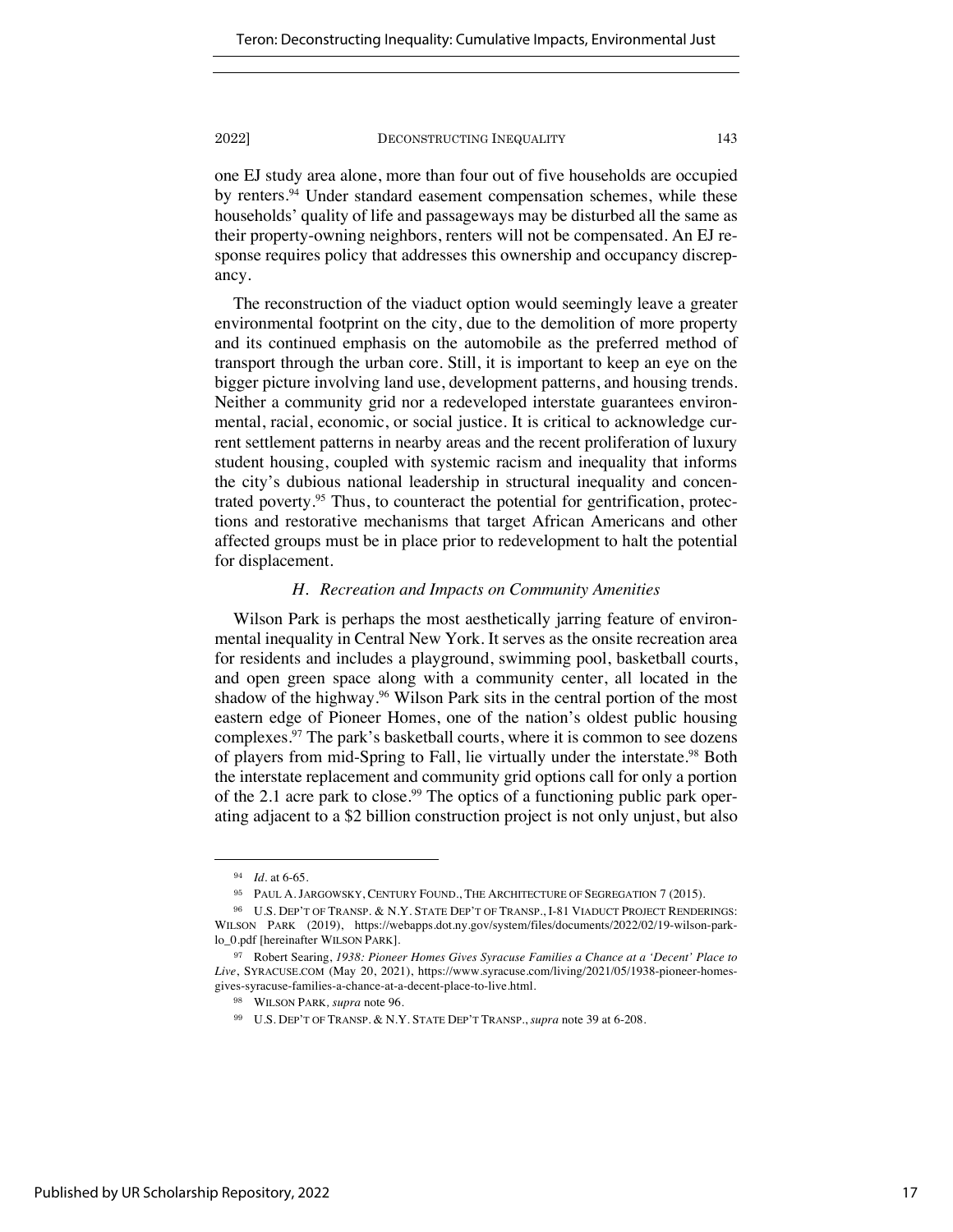one EJ study area alone, more than four out of five households are occupied by renters.[94] Under standard easement compensation schemes, while these households' quality of life and passageways may be disturbed all the same as their property-owning neighbors, renters will not be compensated. An EJ response requires policy that addresses this ownership and occupancy discrepancy.

The reconstruction of the viaduct option would seemingly leave a greater environmental footprint on the city, due to the demolition of more property and its continued emphasis on the automobile as the preferred method of transport through the urban core. Still, it is important to keep an eye on the bigger picture involving land use, development patterns, and housing trends. Neither a community grid nor a redeveloped interstate guarantees environmental, racial, economic, or social justice. It is critical to acknowledge current settlement patterns in nearby areas and the recent proliferation of luxury student housing, coupled with systemic racism and inequality that informs the city's dubious national leadership in structural inequality and concentrated poverty.[95] Thus, to counteract the potential for gentrification, protections and restorative mechanisms that target African Americans and other affected groups must be in place prior to redevelopment to halt the potential for displacement.

### *H. Recreation and Impacts on Community Amenities*

Wilson Park is perhaps the most aesthetically jarring feature of environmental inequality in Central New York. It serves as the onsite recreation area for residents and includes a playground, swimming pool, basketball courts, and open green space along with a community center, all located in the shadow of the highway.[96] Wilson Park sits in the central portion of the most eastern edge of Pioneer Homes, one of the nation's oldest public housing complexes.[97] The park's basketball courts, where it is common to see dozens of players from mid-Spring to Fall, lie virtually under the interstate.[98] Both the interstate replacement and community grid options call for only a portion of the 2.1 acre park to close.[99] The optics of a functioning public park operating adjacent to a $2 billion construction project is not only unjust, but also

---

[94] *Id.* at 6-65.

[95] PAUL A. JARGOWSKY, CENTURY FOUND., THE ARCHITECTURE OF SEGREGATION 7 (2015).

[96] U.S. DEP'T OF TRANSP. & N.Y. STATE DEP'T OF TRANSP., I-81 VIADUCT PROJECT RENDERINGS: WILSON PARK (2019), https://webapps.dot.ny.gov/system/files/documents/2022/02/19-wilson-park-lo_0.pdf [hereinafter WILSON PARK].

[97] Robert Searing, *1938: Pioneer Homes Gives Syracuse Families a Chance at a 'Decent' Place to Live*, SYRACUSE.COM (May 20, 2021), https://www.syracuse.com/living/2021/05/1938-pioneer-homes-gives-syracuse-families-a-chance-at-a-decent-place-to-live.html.

[98] WILSON PARK, *supra* note 96.

[99] U.S. DEP'T OF TRANSP. & N.Y. STATE DEP'T TRANSP., *supra* note 39 at 6-208.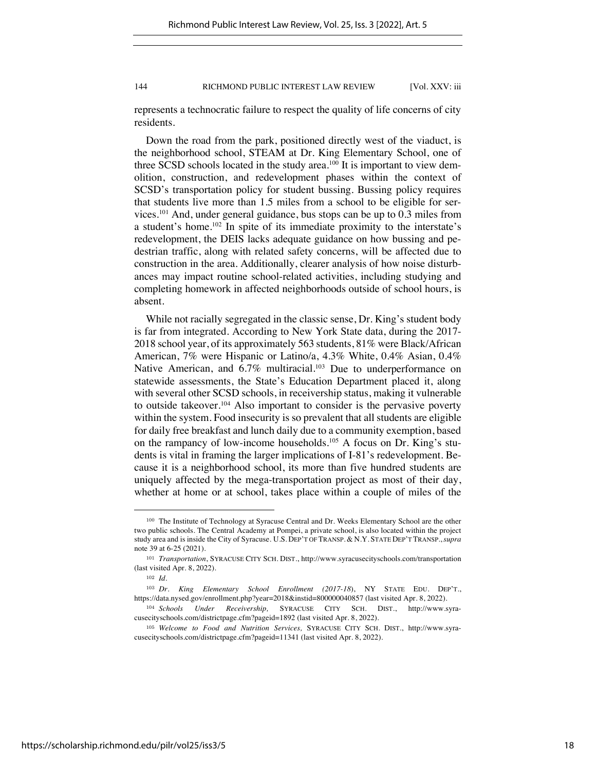represents a technocratic failure to respect the quality of life concerns of city residents.

Down the road from the park, positioned directly west of the viaduct, is the neighborhood school, STEAM at Dr. King Elementary School, one of three SCSD schools located in the study area.[100] It is important to view demolition, construction, and redevelopment phases within the context of SCSD's transportation policy for student bussing. Bussing policy requires that students live more than 1.5 miles from a school to be eligible for services.[101] And, under general guidance, bus stops can be up to 0.3 miles from a student's home.[102] In spite of its immediate proximity to the interstate's redevelopment, the DEIS lacks adequate guidance on how bussing and pedestrian traffic, along with related safety concerns, will be affected due to construction in the area. Additionally, clearer analysis of how noise disturbances may impact routine school-related activities, including studying and completing homework in affected neighborhoods outside of school hours, is absent.

While not racially segregated in the classic sense, Dr. King's student body is far from integrated. According to New York State data, during the 2017-2018 school year, of its approximately 563 students, 81% were Black/African American, 7% were Hispanic or Latino/a, 4.3% White, 0.4% Asian, 0.4% Native American, and 6.7% multiracial.[103] Due to underperformance on statewide assessments, the State's Education Department placed it, along with several other SCSD schools, in receivership status, making it vulnerable to outside takeover.[104] Also important to consider is the pervasive poverty within the system. Food insecurity is so prevalent that all students are eligible for daily free breakfast and lunch daily due to a community exemption, based on the rampancy of low-income households.[105] A focus on Dr. King's students is vital in framing the larger implications of I-81's redevelopment. Because it is a neighborhood school, its more than five hundred students are uniquely affected by the mega-transportation project as most of their day, whether at home or at school, takes place within a couple of miles of the

---

[100] The Institute of Technology at Syracuse Central and Dr. Weeks Elementary School are the other two public schools. The Central Academy at Pompei, a private school, is also located within the project study area and is inside the City of Syracuse. U.S. DEP'T OF TRANSP. & N.Y. STATE DEP'T TRANSP., *supra* note 39 at 6-25 (2021).

[101] *Transportation*, SYRACUSE CITY SCH. DIST., http://www.syracusecityschools.com/transportation (last visited Apr. 8, 2022).

[102] *Id.*

[103] *Dr. King Elementary School Enrollment (2017-18*), NY STATE EDU. DEP'T., https://data.nysed.gov/enrollment.php?year=2018&instid=800000040857 (last visited Apr. 8, 2022).

[104] *Schools Under Receivership,* SYRACUSE CITY SCH. DIST., http://www.syracusecityschools.com/districtpage.cfm?pageid=1892 (last visited Apr. 8, 2022).

[105] *Welcome to Food and Nutrition Services,* SYRACUSE CITY SCH. DIST., http://www.syracusecityschools.com/districtpage.cfm?pageid=11341 (last visited Apr. 8, 2022).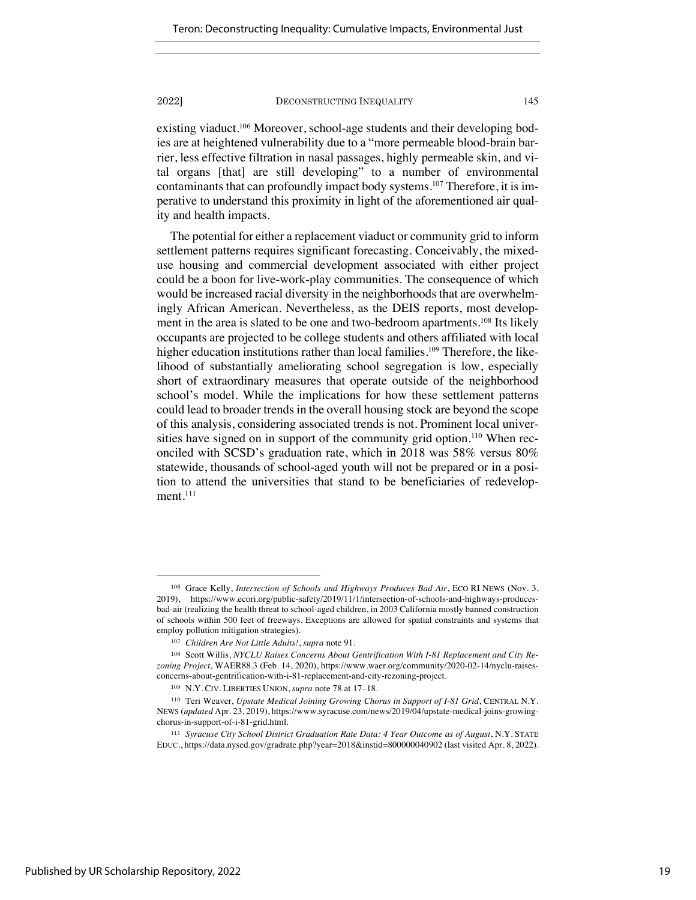existing viaduct.[106] Moreover, school-age students and their developing bodies are at heightened vulnerability due to a "more permeable blood-brain barrier, less effective filtration in nasal passages, highly permeable skin, and vital organs [that] are still developing" to a number of environmental contaminants that can profoundly impact body systems.[107] Therefore, it is imperative to understand this proximity in light of the aforementioned air quality and health impacts.

The potential for either a replacement viaduct or community grid to inform settlement patterns requires significant forecasting. Conceivably, the mixed-use housing and commercial development associated with either project could be a boon for live-work-play communities. The consequence of which would be increased racial diversity in the neighborhoods that are overwhelmingly African American. Nevertheless, as the DEIS reports, most development in the area is slated to be one and two-bedroom apartments.[108] Its likely occupants are projected to be college students and others affiliated with local higher education institutions rather than local families.[109] Therefore, the likelihood of substantially ameliorating school segregation is low, especially short of extraordinary measures that operate outside of the neighborhood school's model. While the implications for how these settlement patterns could lead to broader trends in the overall housing stock are beyond the scope of this analysis, considering associated trends is not. Prominent local universities have signed on in support of the community grid option.[110] When reconciled with SCSD's graduation rate, which in 2018 was 58% versus 80% statewide, thousands of school-aged youth will not be prepared or in a position to attend the universities that stand to be beneficiaries of redevelopment.[111]

---

[106] Grace Kelly, *Intersection of Schools and Highways Produces Bad Air*, ECO RI NEWS (Nov. 3, 2019), https://www.ecori.org/public-safety/2019/11/1/intersection-of-schools-and-highways-produces-bad-air (realizing the health threat to school-aged children, in 2003 California mostly banned construction of schools within 500 feet of freeways. Exceptions are allowed for spatial constraints and systems that employ pollution mitigation strategies).

[107] *Children Are Not Little Adults!*, *supra* note 91.

[108] Scott Willis, *NYCLU Raises Concerns About Gentrification With I-81 Replacement and City Rezoning Project*, WAER88.3 (Feb. 14, 2020), https://www.waer.org/community/2020-02-14/nyclu-raises-concerns-about-gentrification-with-i-81-replacement-and-city-rezoning-project.

[109] N.Y. CIV. LIBERTIES UNION, *supra* note 78 at 17–18.

[110] Teri Weaver, *Upstate Medical Joining Growing Chorus in Support of I-81 Grid*, CENTRAL N.Y. NEWS (*updated* Apr. 23, 2019), https://www.syracuse.com/news/2019/04/upstate-medical-joins-growing-chorus-in-support-of-i-81-grid.html.

[111] *Syracuse City School District Graduation Rate Data: 4 Year Outcome as of August*, N.Y. STATE EDUC., https://data.nysed.gov/gradrate.php?year=2018&instid=800000040902 (last visited Apr. 8, 2022).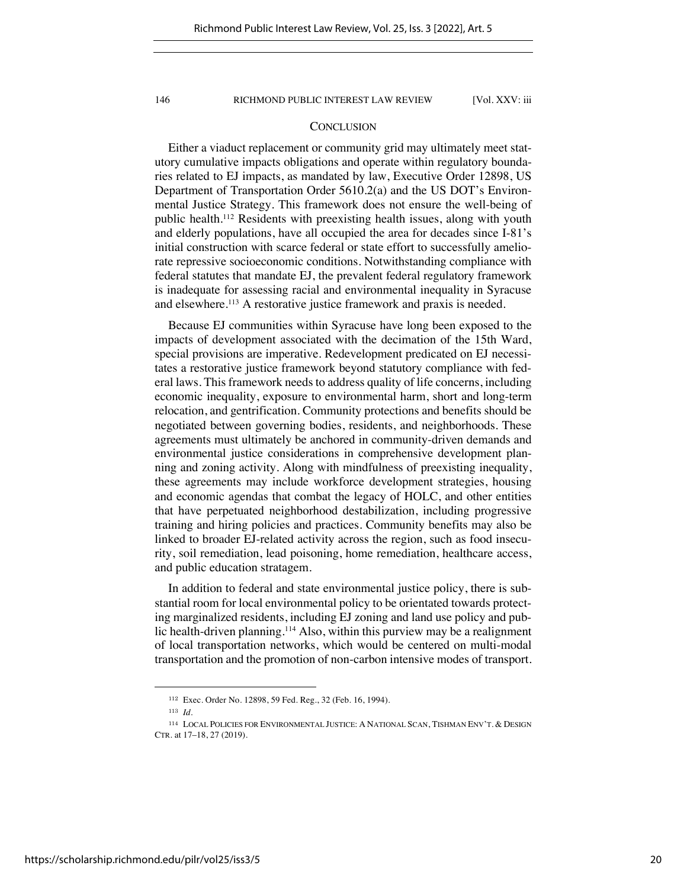## CONCLUSION

Either a viaduct replacement or community grid may ultimately meet statutory cumulative impacts obligations and operate within regulatory boundaries related to EJ impacts, as mandated by law, Executive Order 12898, US Department of Transportation Order 5610.2(a) and the US DOT's Environmental Justice Strategy. This framework does not ensure the well-being of public health.[112] Residents with preexisting health issues, along with youth and elderly populations, have all occupied the area for decades since I-81's initial construction with scarce federal or state effort to successfully ameliorate repressive socioeconomic conditions. Notwithstanding compliance with federal statutes that mandate EJ, the prevalent federal regulatory framework is inadequate for assessing racial and environmental inequality in Syracuse and elsewhere.[113] A restorative justice framework and praxis is needed.

Because EJ communities within Syracuse have long been exposed to the impacts of development associated with the decimation of the 15th Ward, special provisions are imperative. Redevelopment predicated on EJ necessitates a restorative justice framework beyond statutory compliance with federal laws. This framework needs to address quality of life concerns, including economic inequality, exposure to environmental harm, short and long-term relocation, and gentrification. Community protections and benefits should be negotiated between governing bodies, residents, and neighborhoods. These agreements must ultimately be anchored in community-driven demands and environmental justice considerations in comprehensive development planning and zoning activity. Along with mindfulness of preexisting inequality, these agreements may include workforce development strategies, housing and economic agendas that combat the legacy of HOLC, and other entities that have perpetuated neighborhood destabilization, including progressive training and hiring policies and practices. Community benefits may also be linked to broader EJ-related activity across the region, such as food insecurity, soil remediation, lead poisoning, home remediation, healthcare access, and public education stratagem.

In addition to federal and state environmental justice policy, there is substantial room for local environmental policy to be orientated towards protecting marginalized residents, including EJ zoning and land use policy and public health-driven planning.[114] Also, within this purview may be a realignment of local transportation networks, which would be centered on multi-modal transportation and the promotion of non-carbon intensive modes of transport.

---

[112] Exec. Order No. 12898, 59 Fed. Reg., 32 (Feb. 16, 1994).

[113] *Id.*

[114] LOCAL POLICIES FOR ENVIRONMENTAL JUSTICE: A NATIONAL SCAN, TISHMAN ENV'T. & DESIGN CTR. at 17–18, 27 (2019).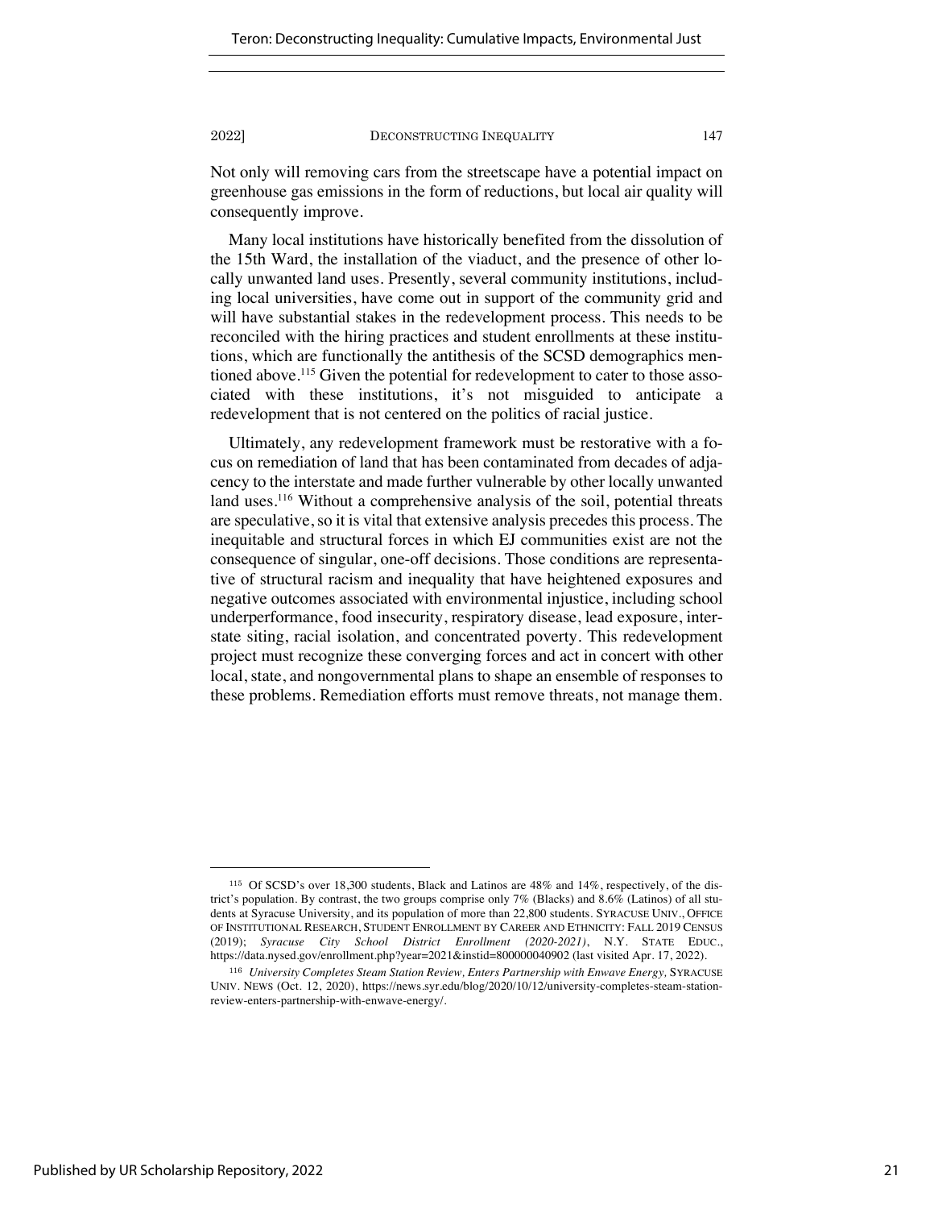Not only will removing cars from the streetscape have a potential impact on greenhouse gas emissions in the form of reductions, but local air quality will consequently improve.

Many local institutions have historically benefited from the dissolution of the 15th Ward, the installation of the viaduct, and the presence of other locally unwanted land uses. Presently, several community institutions, including local universities, have come out in support of the community grid and will have substantial stakes in the redevelopment process. This needs to be reconciled with the hiring practices and student enrollments at these institutions, which are functionally the antithesis of the SCSD demographics mentioned above.[115] Given the potential for redevelopment to cater to those associated with these institutions, it's not misguided to anticipate a redevelopment that is not centered on the politics of racial justice.

Ultimately, any redevelopment framework must be restorative with a focus on remediation of land that has been contaminated from decades of adjacency to the interstate and made further vulnerable by other locally unwanted land uses.[116] Without a comprehensive analysis of the soil, potential threats are speculative, so it is vital that extensive analysis precedes this process. The inequitable and structural forces in which EJ communities exist are not the consequence of singular, one-off decisions. Those conditions are representative of structural racism and inequality that have heightened exposures and negative outcomes associated with environmental injustice, including school underperformance, food insecurity, respiratory disease, lead exposure, interstate siting, racial isolation, and concentrated poverty. This redevelopment project must recognize these converging forces and act in concert with other local, state, and nongovernmental plans to shape an ensemble of responses to these problems. Remediation efforts must remove threats, not manage them.

---

[115] Of SCSD's over 18,300 students, Black and Latinos are 48% and 14%, respectively, of the district's population. By contrast, the two groups comprise only 7% (Blacks) and 8.6% (Latinos) of all students at Syracuse University, and its population of more than 22,800 students. SYRACUSE UNIV., OFFICE OF INSTITUTIONAL RESEARCH, STUDENT ENROLLMENT BY CAREER AND ETHNICITY: FALL 2019 CENSUS (2019); *Syracuse City School District Enrollment (2020-2021)*, N.Y. STATE EDUC., https://data.nysed.gov/enrollment.php?year=2021&instid=800000040902 (last visited Apr. 17, 2022).

[116] *University Completes Steam Station Review, Enters Partnership with Enwave Energy*, SYRACUSE UNIV. NEWS (Oct. 12, 2020), https://news.syr.edu/blog/2020/10/12/university-completes-steam-station-review-enters-partnership-with-enwave-energy/.